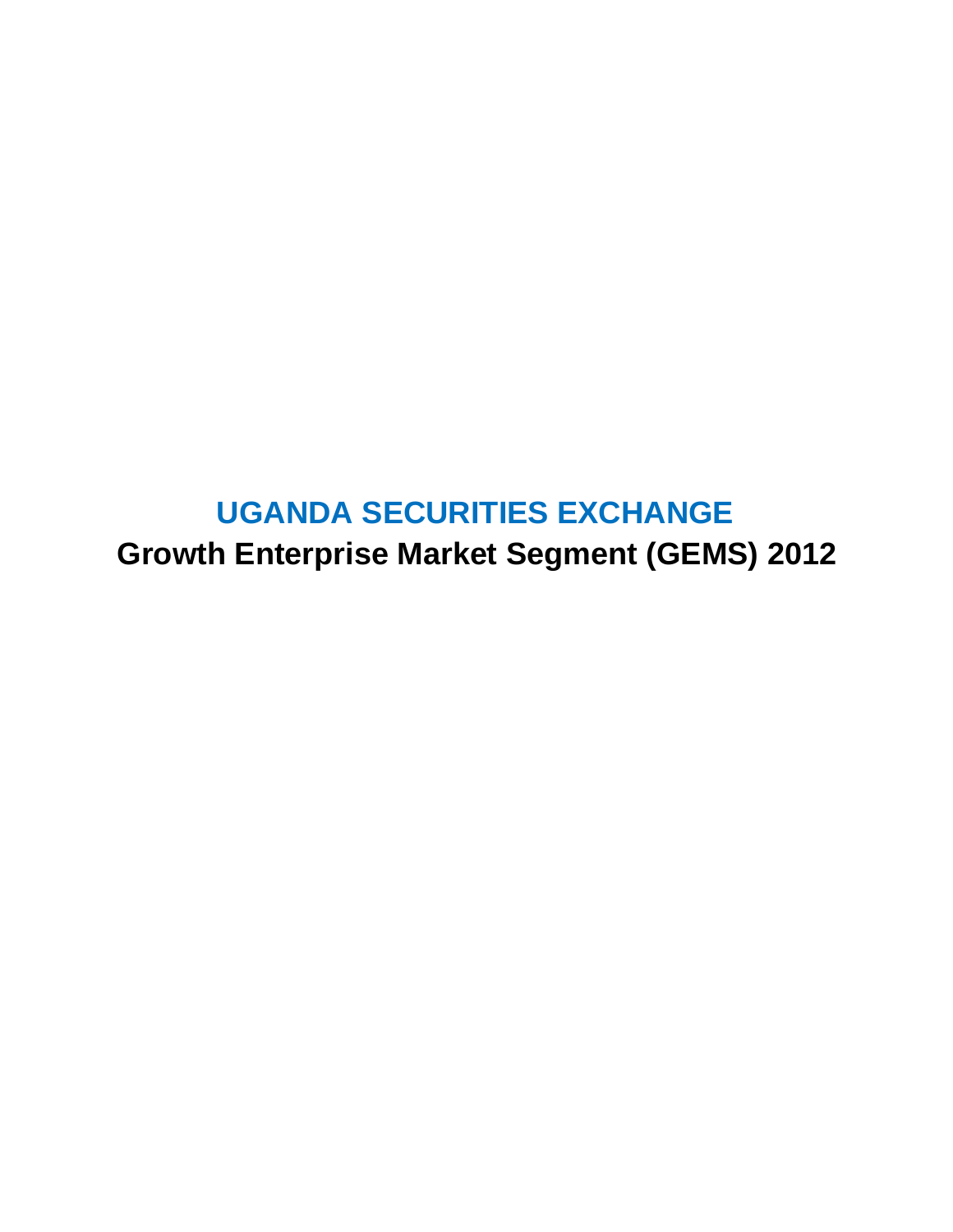# UGANDA SECURITIES EXCHANGE

## Growth Enterprise Market Segment (GEMS) 2012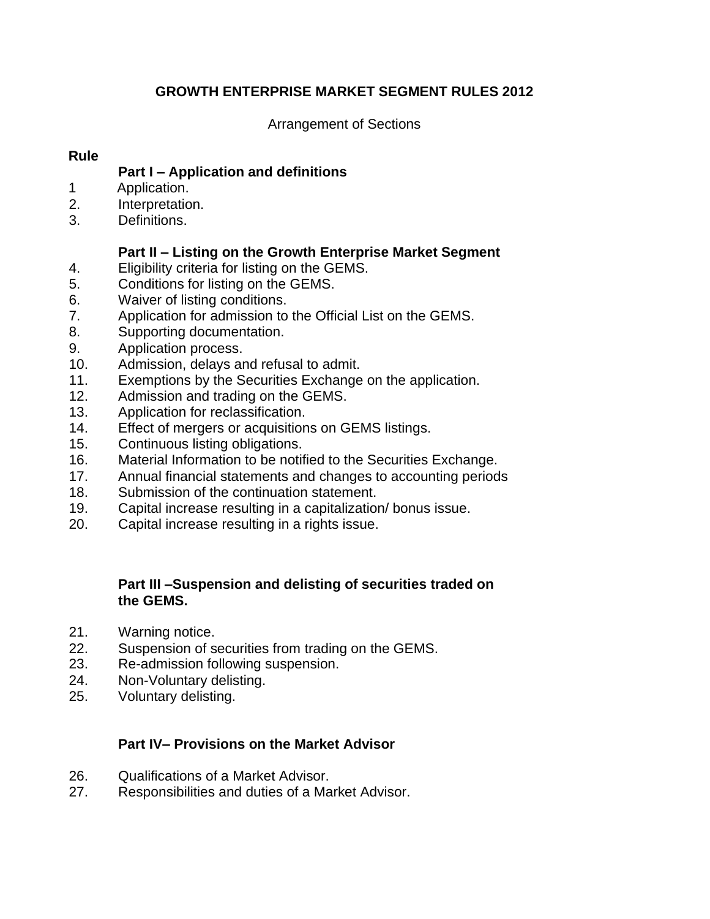# GROWTH ENTERPRISE MARKET SEGMENT RULES 2012

Arrangement of Sections

**Rule**

**Part I – Application and definitions**

1 Application.
2. Interpretation.
3. Definitions.

**Part II – Listing on the Growth Enterprise Market Segment**

4. Eligibility criteria for listing on the GEMS.
5. Conditions for listing on the GEMS.
6. Waiver of listing conditions.
7. Application for admission to the Official List on the GEMS.
8. Supporting documentation.
9. Application process.
10. Admission, delays and refusal to admit.
11. Exemptions by the Securities Exchange on the application.
12. Admission and trading on the GEMS.
13. Application for reclassification.
14. Effect of mergers or acquisitions on GEMS listings.
15. Continuous listing obligations.
16. Material Information to be notified to the Securities Exchange.
17. Annual financial statements and changes to accounting periods
18. Submission of the continuation statement.
19. Capital increase resulting in a capitalization/ bonus issue.
20. Capital increase resulting in a rights issue.

**Part III –Suspension and delisting of securities traded on the GEMS.**

21. Warning notice.
22. Suspension of securities from trading on the GEMS.
23. Re-admission following suspension.
24. Non-Voluntary delisting.
25. Voluntary delisting.

**Part IV– Provisions on the Market Advisor**

26. Qualifications of a Market Advisor.
27. Responsibilities and duties of a Market Advisor.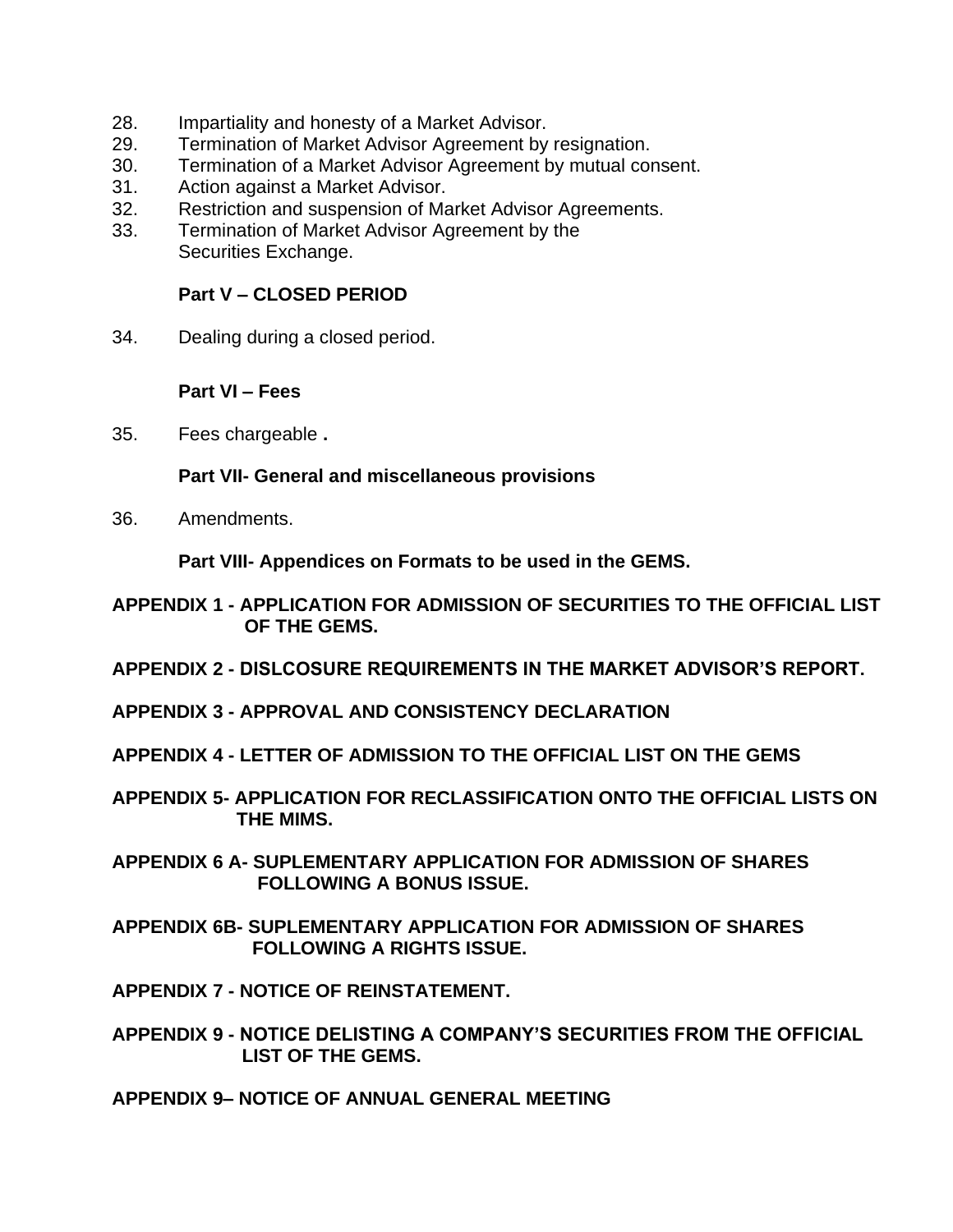28. Impartiality and honesty of a Market Advisor.
29. Termination of Market Advisor Agreement by resignation.
30. Termination of a Market Advisor Agreement by mutual consent.
31. Action against a Market Advisor.
32. Restriction and suspension of Market Advisor Agreements.
33. Termination of Market Advisor Agreement by the Securities Exchange.

**Part V – CLOSED PERIOD**

34. Dealing during a closed period.

**Part VI – Fees**

35. Fees chargeable **.**

**Part VII- General and miscellaneous provisions**

36. Amendments.

**Part VIII- Appendices on Formats to be used in the GEMS.**

**APPENDIX 1 - APPLICATION FOR ADMISSION OF SECURITIES TO THE OFFICIAL LIST OF THE GEMS.**

**APPENDIX 2 - DISLCOSURE REQUIREMENTS IN THE MARKET ADVISOR'S REPORT.**

**APPENDIX 3 - APPROVAL AND CONSISTENCY DECLARATION**

**APPENDIX 4 - LETTER OF ADMISSION TO THE OFFICIAL LIST ON THE GEMS**

**APPENDIX 5- APPLICATION FOR RECLASSIFICATION ONTO THE OFFICIAL LISTS ON THE MIMS.**

**APPENDIX 6 A- SUPLEMENTARY APPLICATION FOR ADMISSION OF SHARES FOLLOWING A BONUS ISSUE.**

**APPENDIX 6B- SUPLEMENTARY APPLICATION FOR ADMISSION OF SHARES FOLLOWING A RIGHTS ISSUE.**

**APPENDIX 7 - NOTICE OF REINSTATEMENT.**

**APPENDIX 9 - NOTICE DELISTING A COMPANY'S SECURITIES FROM THE OFFICIAL LIST OF THE GEMS.**

**APPENDIX 9– NOTICE OF ANNUAL GENERAL MEETING**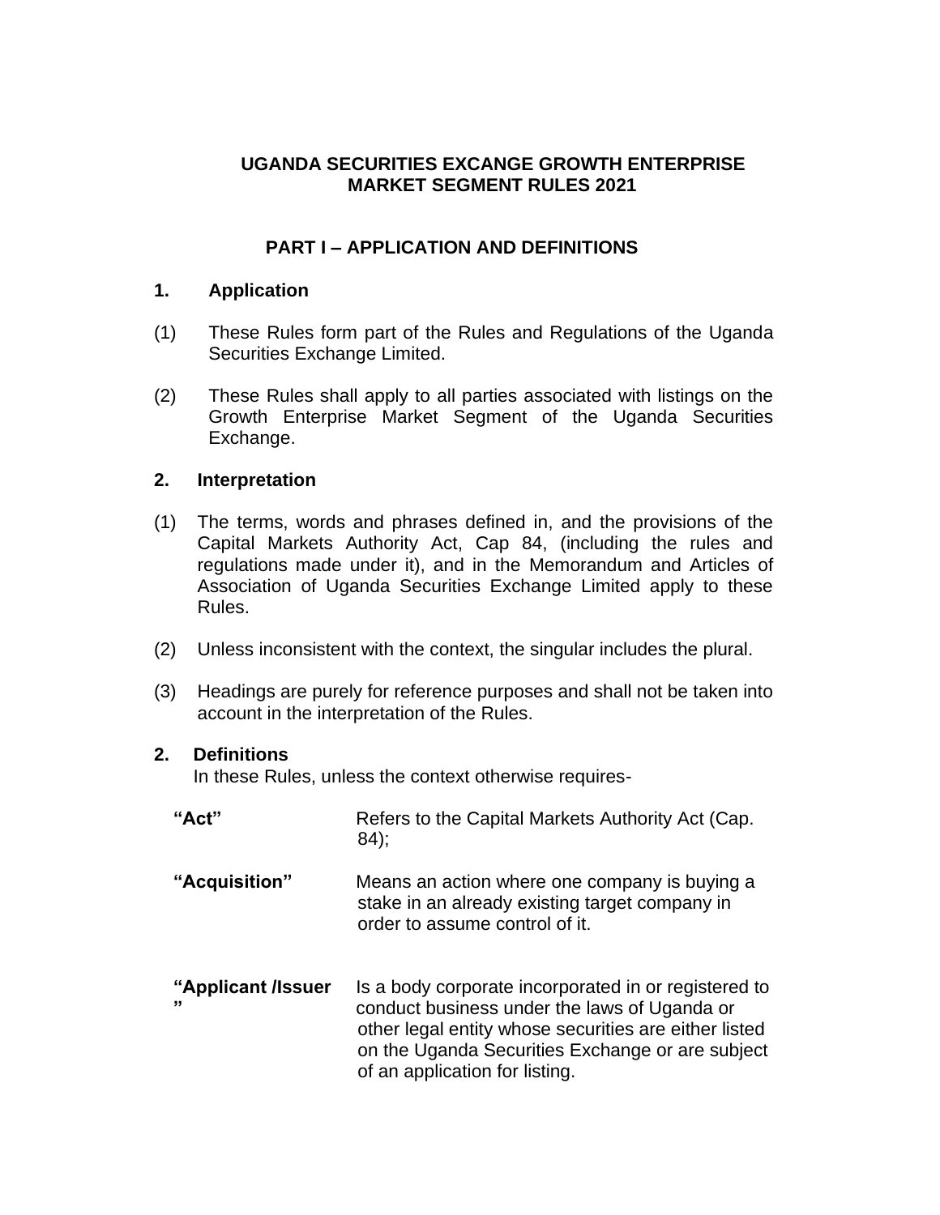# UGANDA SECURITIES EXCANGE GROWTH ENTERPRISE MARKET SEGMENT RULES 2021

## PART I – APPLICATION AND DEFINITIONS

### 1. Application

(1) These Rules form part of the Rules and Regulations of the Uganda Securities Exchange Limited.

(2) These Rules shall apply to all parties associated with listings on the Growth Enterprise Market Segment of the Uganda Securities Exchange.

### 2. Interpretation

(1) The terms, words and phrases defined in, and the provisions of the Capital Markets Authority Act, Cap 84, (including the rules and regulations made under it), and in the Memorandum and Articles of Association of Uganda Securities Exchange Limited apply to these Rules.

(2) Unless inconsistent with the context, the singular includes the plural.

(3) Headings are purely for reference purposes and shall not be taken into account in the interpretation of the Rules.

### 2. Definitions

In these Rules, unless the context otherwise requires-

| | |
|---|---|
| **"Act"** | Refers to the Capital Markets Authority Act (Cap. 84); |
| **"Acquisition"** | Means an action where one company is buying a stake in an already existing target company in order to assume control of it. |
| **"Applicant /Issuer "** | Is a body corporate incorporated in or registered to conduct business under the laws of Uganda or other legal entity whose securities are either listed on the Uganda Securities Exchange or are subject of an application for listing. |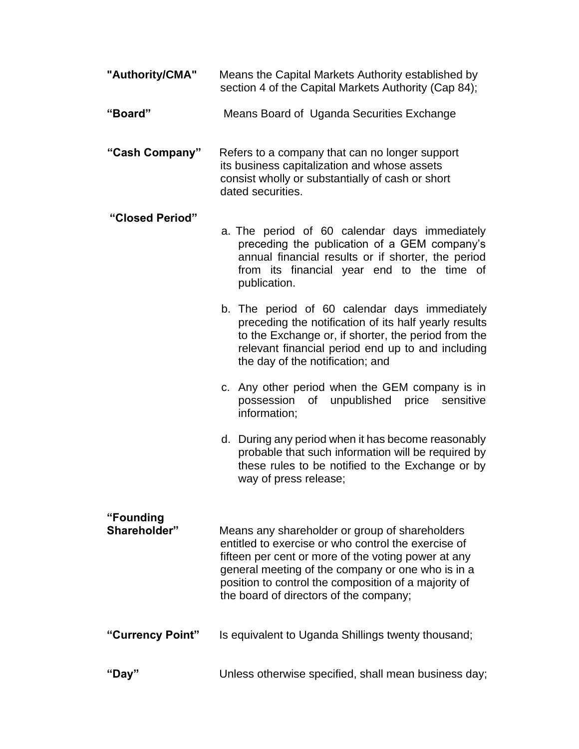**"Authority/CMA"** Means the Capital Markets Authority established by section 4 of the Capital Markets Authority (Cap 84);

**"Board"** Means Board of Uganda Securities Exchange

**"Cash Company"** Refers to a company that can no longer support its business capitalization and whose assets consist wholly or substantially of cash or short dated securities.

**"Closed Period"**

a. The period of 60 calendar days immediately preceding the publication of a GEM company's annual financial results or if shorter, the period from its financial year end to the time of publication.

b. The period of 60 calendar days immediately preceding the notification of its half yearly results to the Exchange or, if shorter, the period from the relevant financial period end up to and including the day of the notification; and

c. Any other period when the GEM company is in possession of unpublished price sensitive information;

d. During any period when it has become reasonably probable that such information will be required by these rules to be notified to the Exchange or by way of press release;

**"Founding Shareholder"** Means any shareholder or group of shareholders entitled to exercise or who control the exercise of fifteen per cent or more of the voting power at any general meeting of the company or one who is in a position to control the composition of a majority of the board of directors of the company;

**"Currency Point"** Is equivalent to Uganda Shillings twenty thousand;

**"Day"** Unless otherwise specified, shall mean business day;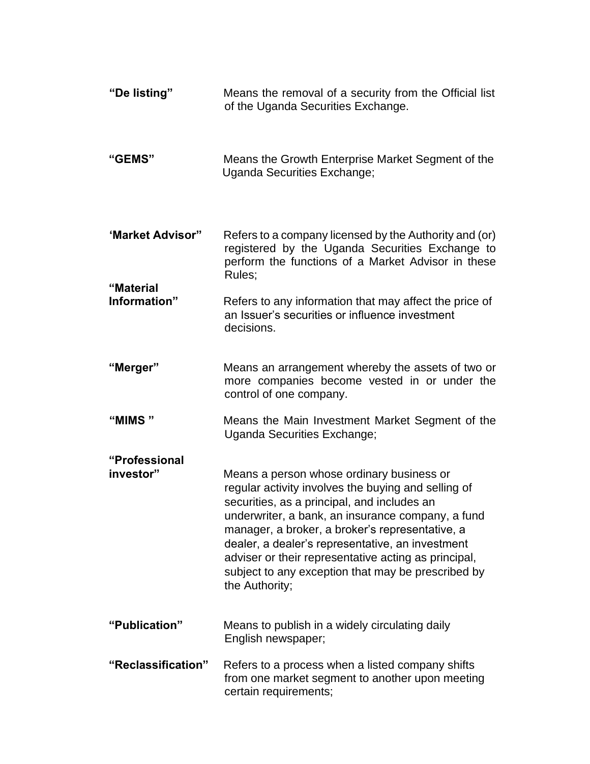**"De listing"** Means the removal of a security from the Official list of the Uganda Securities Exchange.

**"GEMS"** Means the Growth Enterprise Market Segment of the Uganda Securities Exchange;

**'Market Advisor"** Refers to a company licensed by the Authority and (or) registered by the Uganda Securities Exchange to perform the functions of a Market Advisor in these Rules;

**"Material Information"** Refers to any information that may affect the price of an Issuer's securities or influence investment decisions.

**"Merger"** Means an arrangement whereby the assets of two or more companies become vested in or under the control of one company.

**"MIMS "** Means the Main Investment Market Segment of the Uganda Securities Exchange;

**"Professional investor"** Means a person whose ordinary business or regular activity involves the buying and selling of securities, as a principal, and includes an underwriter, a bank, an insurance company, a fund manager, a broker, a broker's representative, a dealer, a dealer's representative, an investment adviser or their representative acting as principal, subject to any exception that may be prescribed by the Authority;

**"Publication"** Means to publish in a widely circulating daily English newspaper;

**"Reclassification"** Refers to a process when a listed company shifts from one market segment to another upon meeting certain requirements;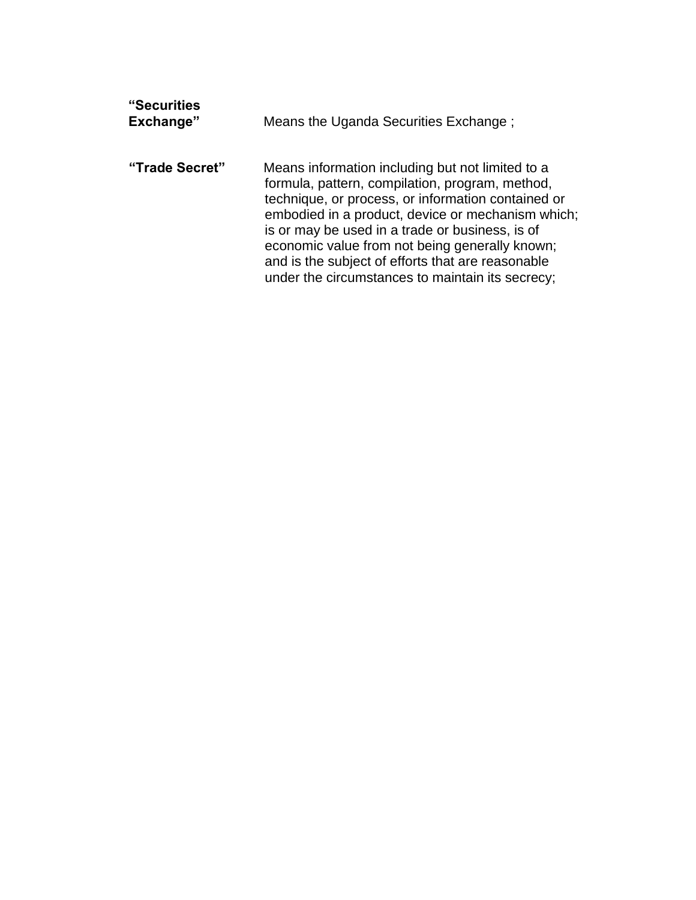**“Securities Exchange”** Means the Uganda Securities Exchange ;

**“Trade Secret”** Means information including but not limited to a formula, pattern, compilation, program, method, technique, or process, or information contained or embodied in a product, device or mechanism which; is or may be used in a trade or business, is of economic value from not being generally known; and is the subject of efforts that are reasonable under the circumstances to maintain its secrecy;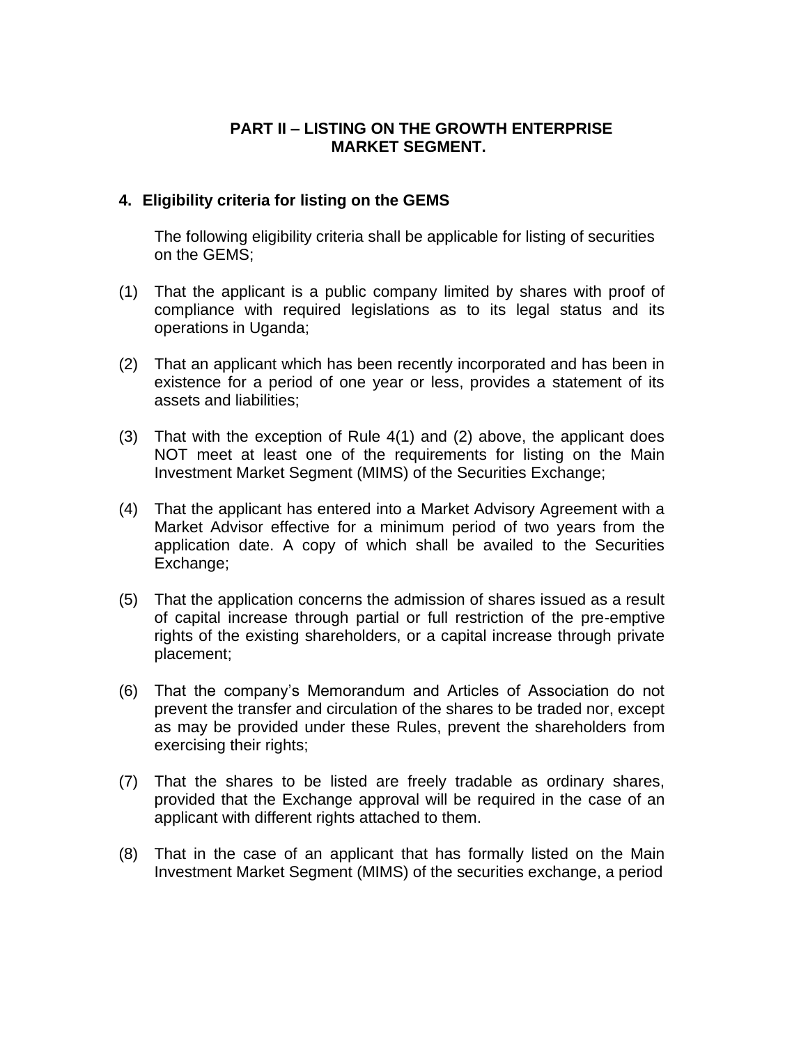## PART II – LISTING ON THE GROWTH ENTERPRISE MARKET SEGMENT.

### 4. Eligibility criteria for listing on the GEMS

The following eligibility criteria shall be applicable for listing of securities on the GEMS;

(1) That the applicant is a public company limited by shares with proof of compliance with required legislations as to its legal status and its operations in Uganda;

(2) That an applicant which has been recently incorporated and has been in existence for a period of one year or less, provides a statement of its assets and liabilities;

(3) That with the exception of Rule 4(1) and (2) above, the applicant does NOT meet at least one of the requirements for listing on the Main Investment Market Segment (MIMS) of the Securities Exchange;

(4) That the applicant has entered into a Market Advisory Agreement with a Market Advisor effective for a minimum period of two years from the application date. A copy of which shall be availed to the Securities Exchange;

(5) That the application concerns the admission of shares issued as a result of capital increase through partial or full restriction of the pre-emptive rights of the existing shareholders, or a capital increase through private placement;

(6) That the company's Memorandum and Articles of Association do not prevent the transfer and circulation of the shares to be traded nor, except as may be provided under these Rules, prevent the shareholders from exercising their rights;

(7) That the shares to be listed are freely tradable as ordinary shares, provided that the Exchange approval will be required in the case of an applicant with different rights attached to them.

(8) That in the case of an applicant that has formally listed on the Main Investment Market Segment (MIMS) of the securities exchange, a period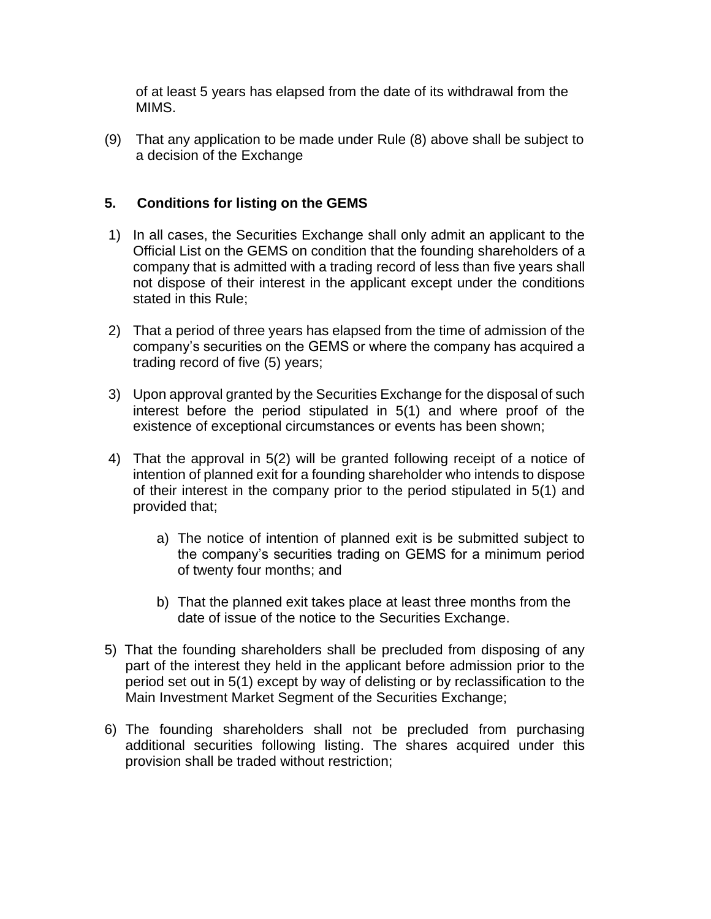of at least 5 years has elapsed from the date of its withdrawal from the MIMS.

(9) That any application to be made under Rule (8) above shall be subject to a decision of the Exchange

## 5. Conditions for listing on the GEMS

1) In all cases, the Securities Exchange shall only admit an applicant to the Official List on the GEMS on condition that the founding shareholders of a company that is admitted with a trading record of less than five years shall not dispose of their interest in the applicant except under the conditions stated in this Rule;

2) That a period of three years has elapsed from the time of admission of the company's securities on the GEMS or where the company has acquired a trading record of five (5) years;

3) Upon approval granted by the Securities Exchange for the disposal of such interest before the period stipulated in 5(1) and where proof of the existence of exceptional circumstances or events has been shown;

4) That the approval in 5(2) will be granted following receipt of a notice of intention of planned exit for a founding shareholder who intends to dispose of their interest in the company prior to the period stipulated in 5(1) and provided that;

    a) The notice of intention of planned exit is be submitted subject to the company's securities trading on GEMS for a minimum period of twenty four months; and

    b) That the planned exit takes place at least three months from the date of issue of the notice to the Securities Exchange.

5) That the founding shareholders shall be precluded from disposing of any part of the interest they held in the applicant before admission prior to the period set out in 5(1) except by way of delisting or by reclassification to the Main Investment Market Segment of the Securities Exchange;

6) The founding shareholders shall not be precluded from purchasing additional securities following listing. The shares acquired under this provision shall be traded without restriction;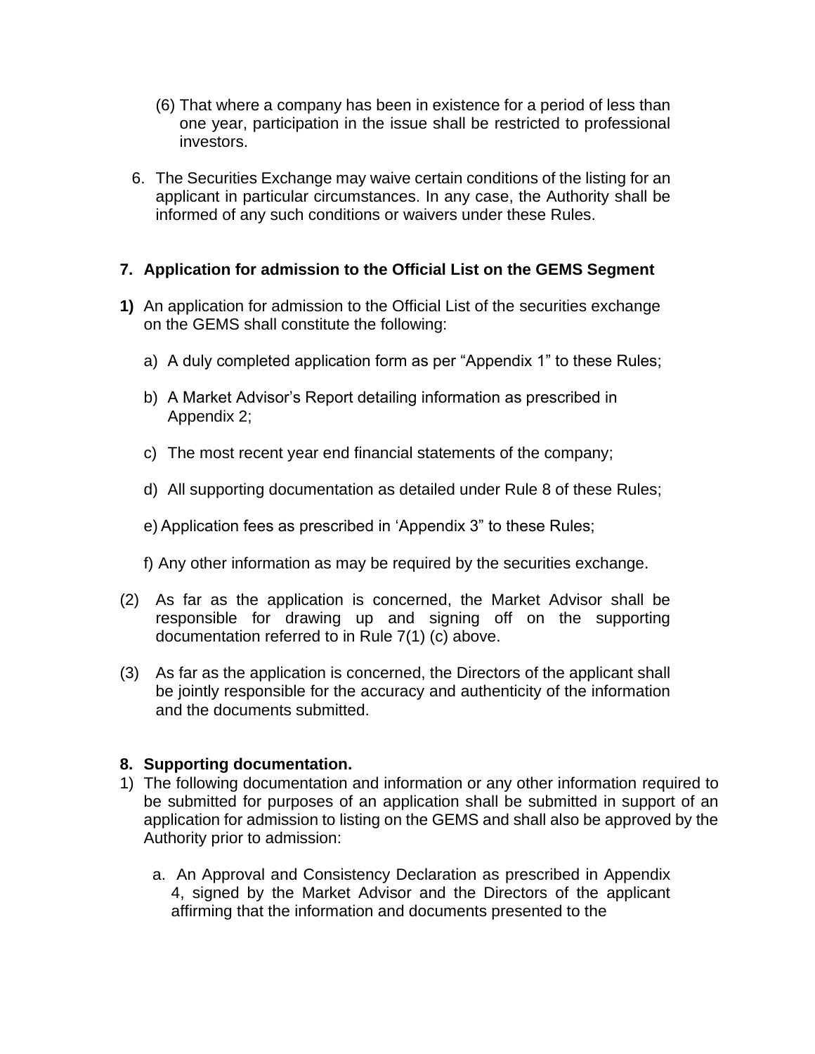(6) That where a company has been in existence for a period of less than one year, participation in the issue shall be restricted to professional investors.

6. The Securities Exchange may waive certain conditions of the listing for an applicant in particular circumstances. In any case, the Authority shall be informed of any such conditions or waivers under these Rules.

## 7. Application for admission to the Official List on the GEMS Segment

**1)** An application for admission to the Official List of the securities exchange on the GEMS shall constitute the following:

a) A duly completed application form as per “Appendix 1” to these Rules;

b) A Market Advisor’s Report detailing information as prescribed in Appendix 2;

c) The most recent year end financial statements of the company;

d) All supporting documentation as detailed under Rule 8 of these Rules;

e) Application fees as prescribed in ‘Appendix 3” to these Rules;

f) Any other information as may be required by the securities exchange.

(2) As far as the application is concerned, the Market Advisor shall be responsible for drawing up and signing off on the supporting documentation referred to in Rule 7(1) (c) above.

(3) As far as the application is concerned, the Directors of the applicant shall be jointly responsible for the accuracy and authenticity of the information and the documents submitted.

## 8. Supporting documentation.

1) The following documentation and information or any other information required to be submitted for purposes of an application shall be submitted in support of an application for admission to listing on the GEMS and shall also be approved by the Authority prior to admission:

   a. An Approval and Consistency Declaration as prescribed in Appendix 4, signed by the Market Advisor and the Directors of the applicant affirming that the information and documents presented to the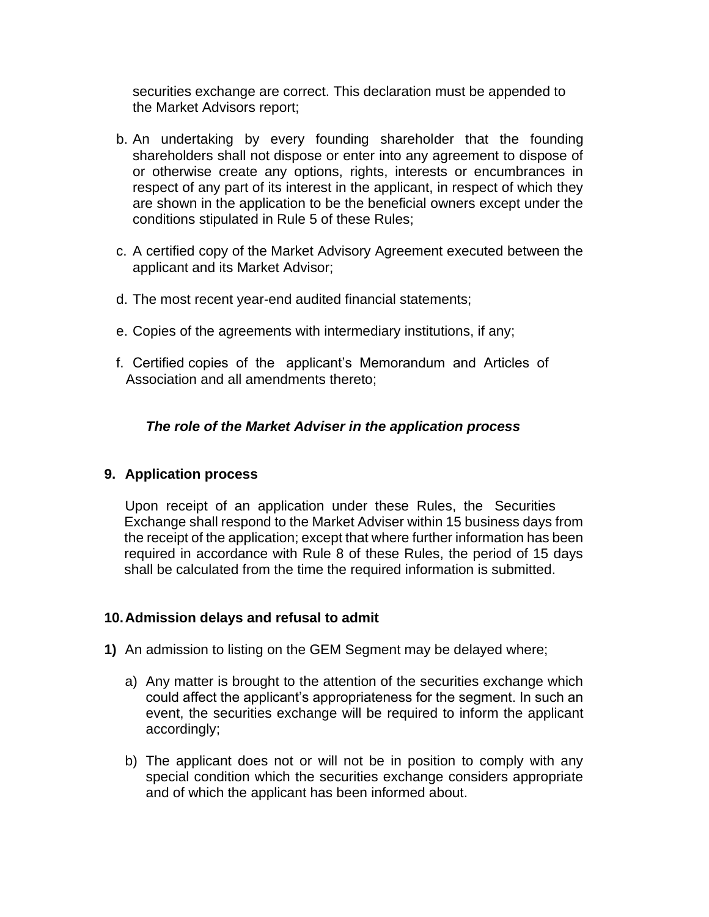securities exchange are correct. This declaration must be appended to the Market Advisors report;

b. An undertaking by every founding shareholder that the founding shareholders shall not dispose or enter into any agreement to dispose of or otherwise create any options, rights, interests or encumbrances in respect of any part of its interest in the applicant, in respect of which they are shown in the application to be the beneficial owners except under the conditions stipulated in Rule 5 of these Rules;

c. A certified copy of the Market Advisory Agreement executed between the applicant and its Market Advisor;

d. The most recent year-end audited financial statements;

e. Copies of the agreements with intermediary institutions, if any;

f. Certified copies of the applicant's Memorandum and Articles of Association and all amendments thereto;

***The role of the Market Adviser in the application process***

**9. Application process**

Upon receipt of an application under these Rules, the Securities Exchange shall respond to the Market Adviser within 15 business days from the receipt of the application; except that where further information has been required in accordance with Rule 8 of these Rules, the period of 15 days shall be calculated from the time the required information is submitted.

**10. Admission delays and refusal to admit**

**1)** An admission to listing on the GEM Segment may be delayed where;

a) Any matter is brought to the attention of the securities exchange which could affect the applicant's appropriateness for the segment. In such an event, the securities exchange will be required to inform the applicant accordingly;

b) The applicant does not or will not be in position to comply with any special condition which the securities exchange considers appropriate and of which the applicant has been informed about.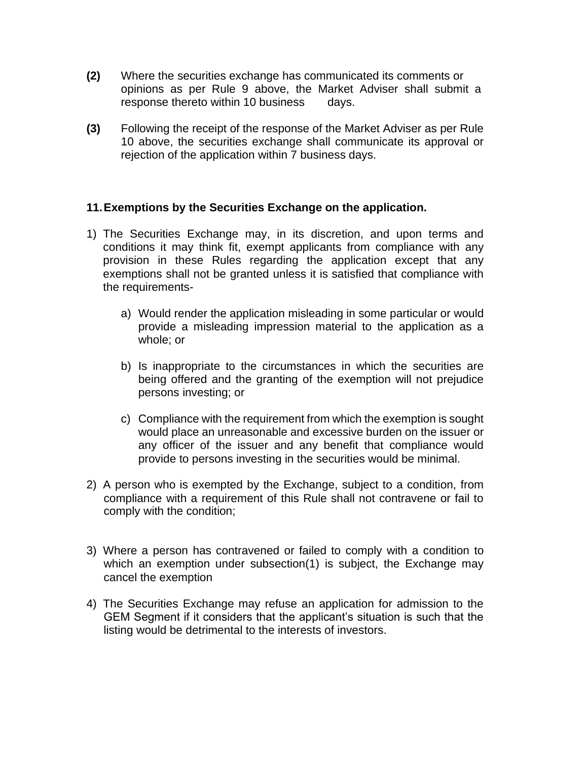**(2)** Where the securities exchange has communicated its comments or opinions as per Rule 9 above, the Market Adviser shall submit a response thereto within 10 business days.

**(3)** Following the receipt of the response of the Market Adviser as per Rule 10 above, the securities exchange shall communicate its approval or rejection of the application within 7 business days.

### 11. Exemptions by the Securities Exchange on the application.

1) The Securities Exchange may, in its discretion, and upon terms and conditions it may think fit, exempt applicants from compliance with any provision in these Rules regarding the application except that any exemptions shall not be granted unless it is satisfied that compliance with the requirements-

    a) Would render the application misleading in some particular or would provide a misleading impression material to the application as a whole; or

    b) Is inappropriate to the circumstances in which the securities are being offered and the granting of the exemption will not prejudice persons investing; or

    c) Compliance with the requirement from which the exemption is sought would place an unreasonable and excessive burden on the issuer or any officer of the issuer and any benefit that compliance would provide to persons investing in the securities would be minimal.

2) A person who is exempted by the Exchange, subject to a condition, from compliance with a requirement of this Rule shall not contravene or fail to comply with the condition;

3) Where a person has contravened or failed to comply with a condition to which an exemption under subsection(1) is subject, the Exchange may cancel the exemption

4) The Securities Exchange may refuse an application for admission to the GEM Segment if it considers that the applicant's situation is such that the listing would be detrimental to the interests of investors.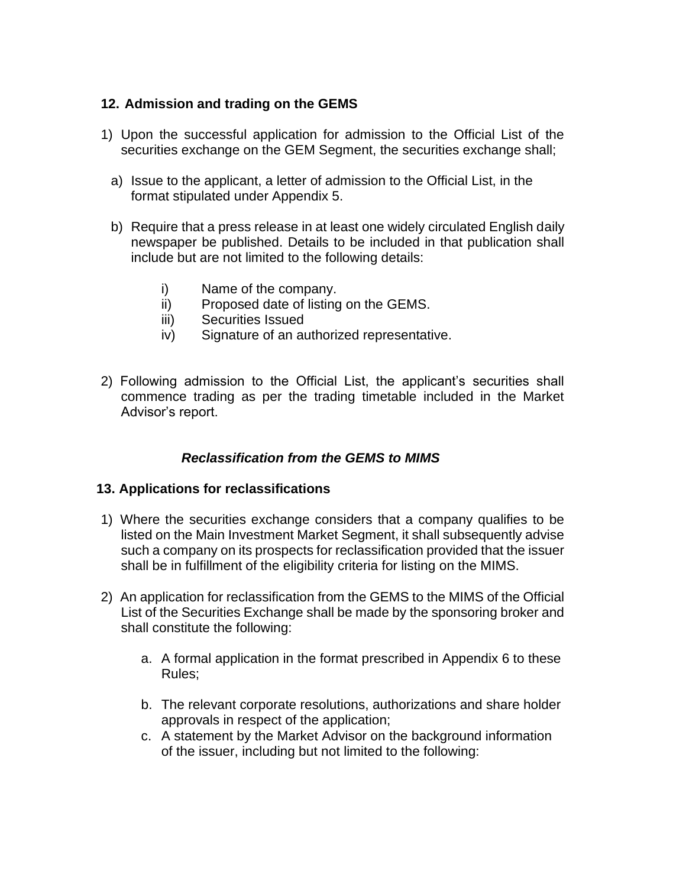## 12. Admission and trading on the GEMS

1) Upon the successful application for admission to the Official List of the securities exchange on the GEM Segment, the securities exchange shall;

   a) Issue to the applicant, a letter of admission to the Official List, in the format stipulated under Appendix 5.

   b) Require that a press release in at least one widely circulated English daily newspaper be published. Details to be included in that publication shall include but are not limited to the following details:

      i) Name of the company.
      ii) Proposed date of listing on the GEMS.
      iii) Securities Issued
      iv) Signature of an authorized representative.

2) Following admission to the Official List, the applicant's securities shall commence trading as per the trading timetable included in the Market Advisor's report.

### *Reclassification from the GEMS to MIMS*

## 13. Applications for reclassifications

1) Where the securities exchange considers that a company qualifies to be listed on the Main Investment Market Segment, it shall subsequently advise such a company on its prospects for reclassification provided that the issuer shall be in fulfillment of the eligibility criteria for listing on the MIMS.

2) An application for reclassification from the GEMS to the MIMS of the Official List of the Securities Exchange shall be made by the sponsoring broker and shall constitute the following:

   a. A formal application in the format prescribed in Appendix 6 to these Rules;

   b. The relevant corporate resolutions, authorizations and share holder approvals in respect of the application;

   c. A statement by the Market Advisor on the background information of the issuer, including but not limited to the following: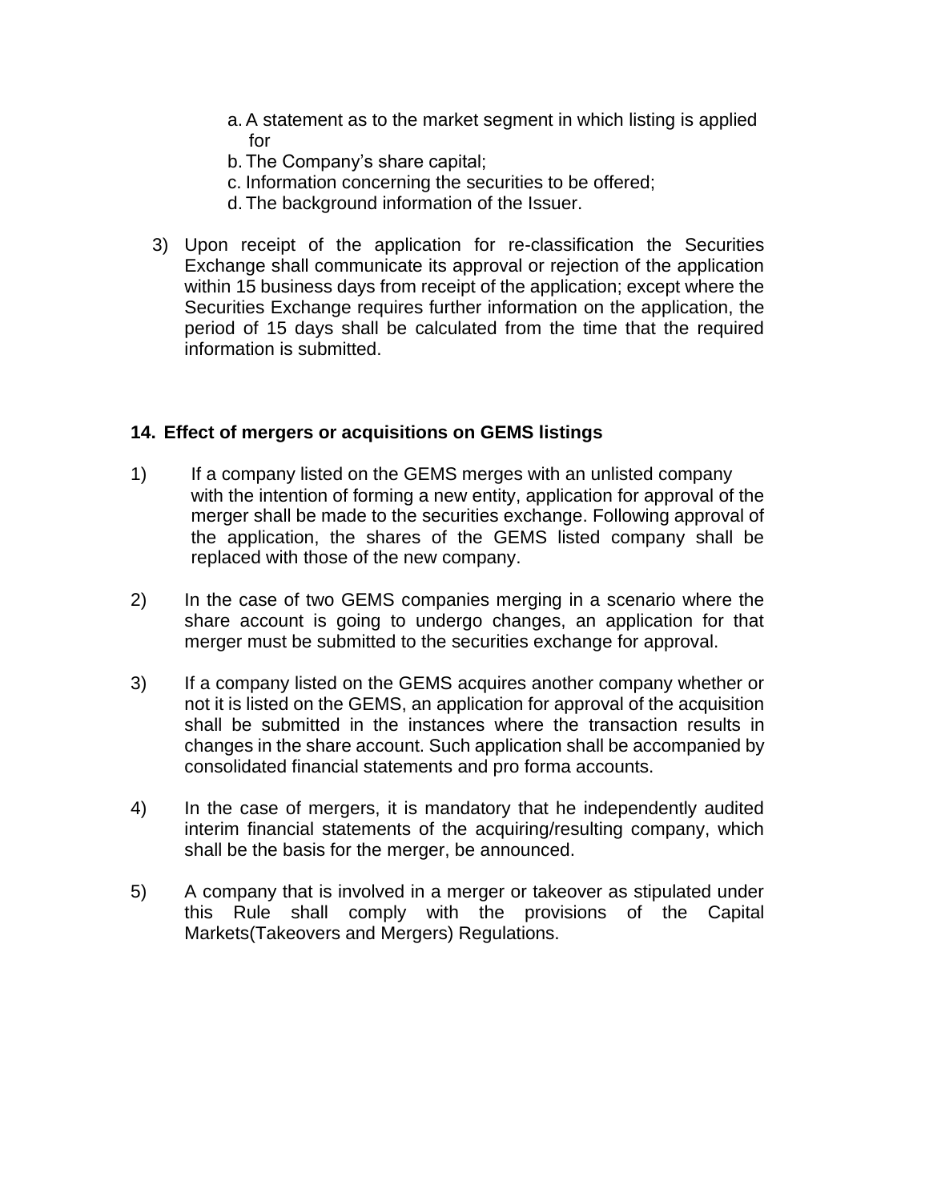a. A statement as to the market segment in which listing is applied for
b. The Company's share capital;
c. Information concerning the securities to be offered;
d. The background information of the Issuer.

3) Upon receipt of the application for re-classification the Securities Exchange shall communicate its approval or rejection of the application within 15 business days from receipt of the application; except where the Securities Exchange requires further information on the application, the period of 15 days shall be calculated from the time that the required information is submitted.

### 14. Effect of mergers or acquisitions on GEMS listings

1) If a company listed on the GEMS merges with an unlisted company with the intention of forming a new entity, application for approval of the merger shall be made to the securities exchange. Following approval of the application, the shares of the GEMS listed company shall be replaced with those of the new company.

2) In the case of two GEMS companies merging in a scenario where the share account is going to undergo changes, an application for that merger must be submitted to the securities exchange for approval.

3) If a company listed on the GEMS acquires another company whether or not it is listed on the GEMS, an application for approval of the acquisition shall be submitted in the instances where the transaction results in changes in the share account. Such application shall be accompanied by consolidated financial statements and pro forma accounts.

4) In the case of mergers, it is mandatory that he independently audited interim financial statements of the acquiring/resulting company, which shall be the basis for the merger, be announced.

5) A company that is involved in a merger or takeover as stipulated under this Rule shall comply with the provisions of the Capital Markets(Takeovers and Mergers) Regulations.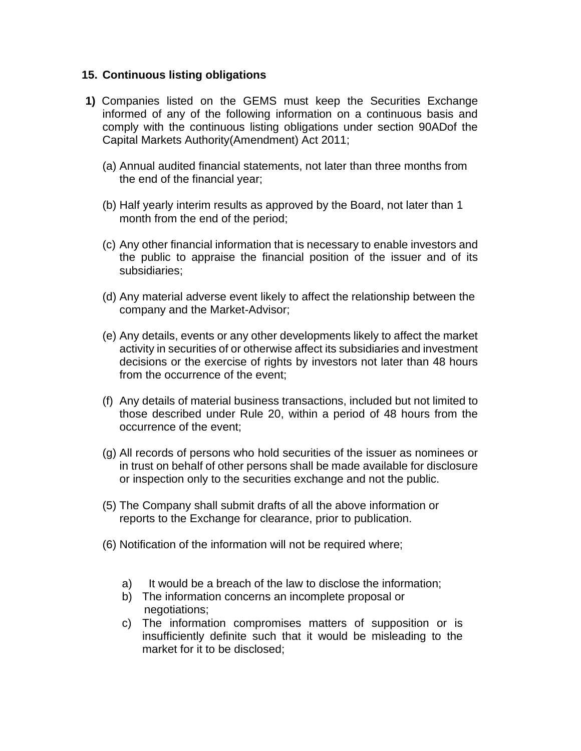## 15. Continuous listing obligations

**1)** Companies listed on the GEMS must keep the Securities Exchange informed of any of the following information on a continuous basis and comply with the continuous listing obligations under section 90ADof the Capital Markets Authority(Amendment) Act 2011;

(a) Annual audited financial statements, not later than three months from the end of the financial year;

(b) Half yearly interim results as approved by the Board, not later than 1 month from the end of the period;

(c) Any other financial information that is necessary to enable investors and the public to appraise the financial position of the issuer and of its subsidiaries;

(d) Any material adverse event likely to affect the relationship between the company and the Market-Advisor;

(e) Any details, events or any other developments likely to affect the market activity in securities of or otherwise affect its subsidiaries and investment decisions or the exercise of rights by investors not later than 48 hours from the occurrence of the event;

(f) Any details of material business transactions, included but not limited to those described under Rule 20, within a period of 48 hours from the occurrence of the event;

(g) All records of persons who hold securities of the issuer as nominees or in trust on behalf of other persons shall be made available for disclosure or inspection only to the securities exchange and not the public.

(5) The Company shall submit drafts of all the above information or reports to the Exchange for clearance, prior to publication.

(6) Notification of the information will not be required where;

a) It would be a breach of the law to disclose the information;
b) The information concerns an incomplete proposal or negotiations;
c) The information compromises matters of supposition or is insufficiently definite such that it would be misleading to the market for it to be disclosed;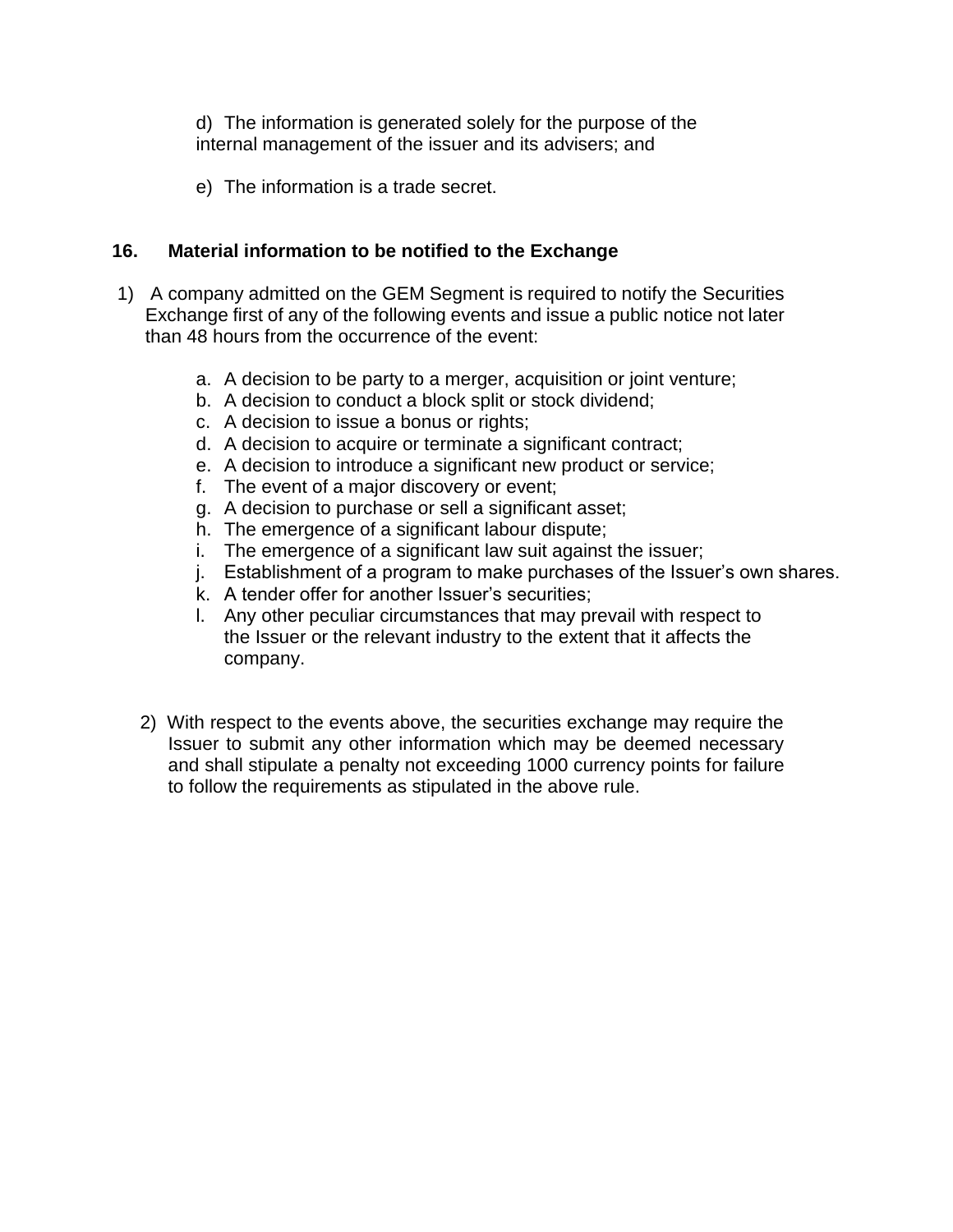d) The information is generated solely for the purpose of the internal management of the issuer and its advisers; and

e) The information is a trade secret.

## 16. Material information to be notified to the Exchange

1) A company admitted on the GEM Segment is required to notify the Securities Exchange first of any of the following events and issue a public notice not later than 48 hours from the occurrence of the event:

   a. A decision to be party to a merger, acquisition or joint venture;
   b. A decision to conduct a block split or stock dividend;
   c. A decision to issue a bonus or rights;
   d. A decision to acquire or terminate a significant contract;
   e. A decision to introduce a significant new product or service;
   f. The event of a major discovery or event;
   g. A decision to purchase or sell a significant asset;
   h. The emergence of a significant labour dispute;
   i. The emergence of a significant law suit against the issuer;
   j. Establishment of a program to make purchases of the Issuer's own shares.
   k. A tender offer for another Issuer's securities;
   l. Any other peculiar circumstances that may prevail with respect to the Issuer or the relevant industry to the extent that it affects the company.

2) With respect to the events above, the securities exchange may require the Issuer to submit any other information which may be deemed necessary and shall stipulate a penalty not exceeding 1000 currency points for failure to follow the requirements as stipulated in the above rule.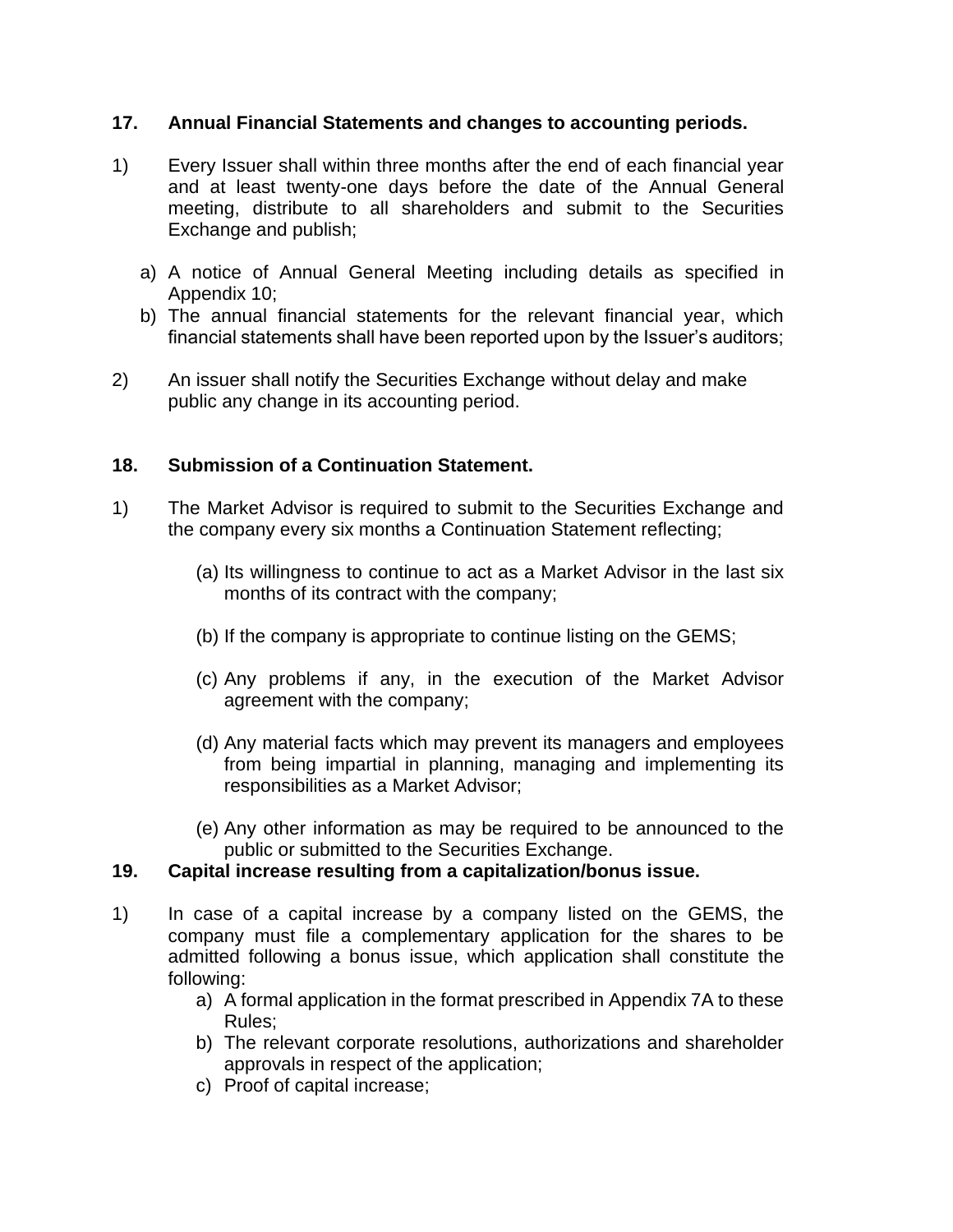### 17. Annual Financial Statements and changes to accounting periods.

1) Every Issuer shall within three months after the end of each financial year and at least twenty-one days before the date of the Annual General meeting, distribute to all shareholders and submit to the Securities Exchange and publish;

   a) A notice of Annual General Meeting including details as specified in Appendix 10;
   b) The annual financial statements for the relevant financial year, which financial statements shall have been reported upon by the Issuer's auditors;

2) An issuer shall notify the Securities Exchange without delay and make public any change in its accounting period.

### 18. Submission of a Continuation Statement.

1) The Market Advisor is required to submit to the Securities Exchange and the company every six months a Continuation Statement reflecting;

   (a) Its willingness to continue to act as a Market Advisor in the last six months of its contract with the company;

   (b) If the company is appropriate to continue listing on the GEMS;

   (c) Any problems if any, in the execution of the Market Advisor agreement with the company;

   (d) Any material facts which may prevent its managers and employees from being impartial in planning, managing and implementing its responsibilities as a Market Advisor;

   (e) Any other information as may be required to be announced to the public or submitted to the Securities Exchange.

### 19. Capital increase resulting from a capitalization/bonus issue.

1) In case of a capital increase by a company listed on the GEMS, the company must file a complementary application for the shares to be admitted following a bonus issue, which application shall constitute the following:
   a) A formal application in the format prescribed in Appendix 7A to these Rules;
   b) The relevant corporate resolutions, authorizations and shareholder approvals in respect of the application;
   c) Proof of capital increase;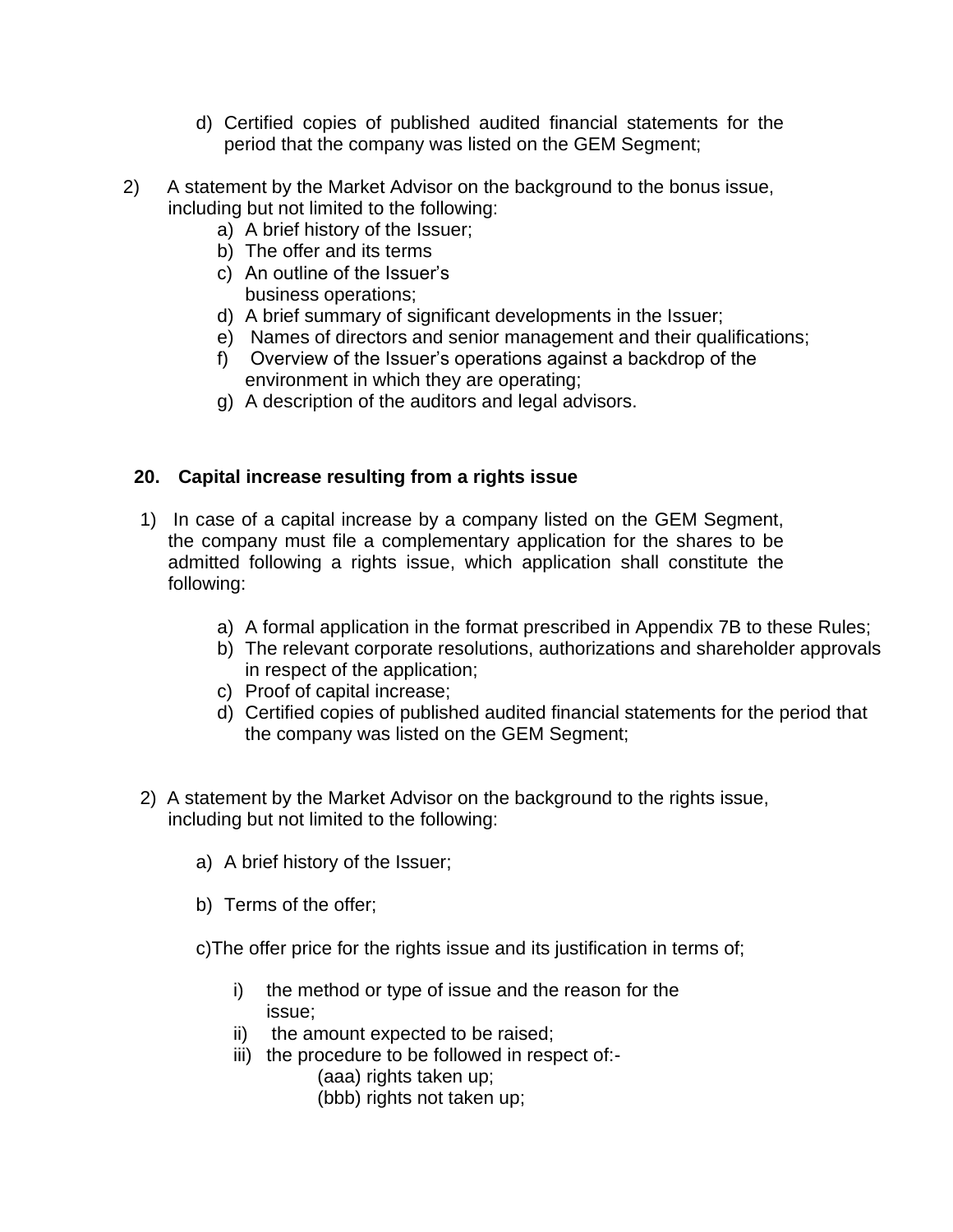d) Certified copies of published audited financial statements for the period that the company was listed on the GEM Segment;

2) A statement by the Market Advisor on the background to the bonus issue, including but not limited to the following:
   a) A brief history of the Issuer;
   b) The offer and its terms
   c) An outline of the Issuer's business operations;
   d) A brief summary of significant developments in the Issuer;
   e) Names of directors and senior management and their qualifications;
   f) Overview of the Issuer's operations against a backdrop of the environment in which they are operating;
   g) A description of the auditors and legal advisors.

### 20. Capital increase resulting from a rights issue

1) In case of a capital increase by a company listed on the GEM Segment, the company must file a complementary application for the shares to be admitted following a rights issue, which application shall constitute the following:

   a) A formal application in the format prescribed in Appendix 7B to these Rules;
   b) The relevant corporate resolutions, authorizations and shareholder approvals in respect of the application;
   c) Proof of capital increase;
   d) Certified copies of published audited financial statements for the period that the company was listed on the GEM Segment;

2) A statement by the Market Advisor on the background to the rights issue, including but not limited to the following:

   a) A brief history of the Issuer;

   b) Terms of the offer;

   c) The offer price for the rights issue and its justification in terms of;

      i) the method or type of issue and the reason for the issue;
      ii) the amount expected to be raised;
      iii) the procedure to be followed in respect of:-
         (aaa) rights taken up;
         (bbb) rights not taken up;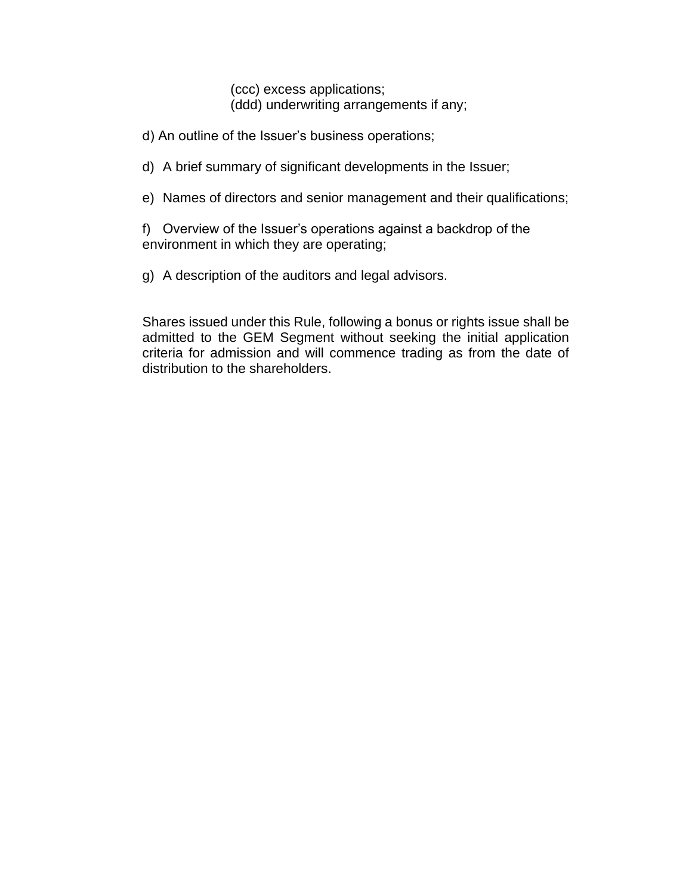(ccc) excess applications;
(ddd) underwriting arrangements if any;

d) An outline of the Issuer's business operations;

d) A brief summary of significant developments in the Issuer;

e) Names of directors and senior management and their qualifications;

f) Overview of the Issuer's operations against a backdrop of the environment in which they are operating;

g) A description of the auditors and legal advisors.

Shares issued under this Rule, following a bonus or rights issue shall be admitted to the GEM Segment without seeking the initial application criteria for admission and will commence trading as from the date of distribution to the shareholders.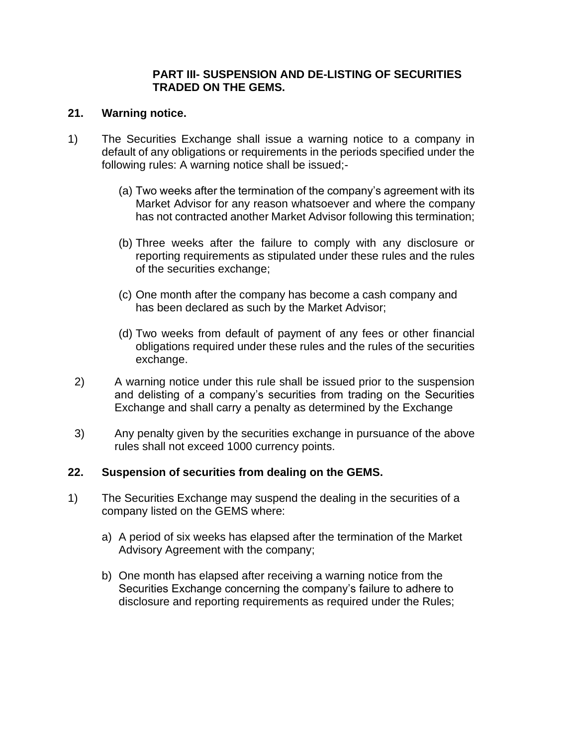## PART III- SUSPENSION AND DE-LISTING OF SECURITIES TRADED ON THE GEMS.

### 21. Warning notice.

1) The Securities Exchange shall issue a warning notice to a company in default of any obligations or requirements in the periods specified under the following rules: A warning notice shall be issued;-

   (a) Two weeks after the termination of the company's agreement with its Market Advisor for any reason whatsoever and where the company has not contracted another Market Advisor following this termination;

   (b) Three weeks after the failure to comply with any disclosure or reporting requirements as stipulated under these rules and the rules of the securities exchange;

   (c) One month after the company has become a cash company and has been declared as such by the Market Advisor;

   (d) Two weeks from default of payment of any fees or other financial obligations required under these rules and the rules of the securities exchange.

2) A warning notice under this rule shall be issued prior to the suspension and delisting of a company's securities from trading on the Securities Exchange and shall carry a penalty as determined by the Exchange

3) Any penalty given by the securities exchange in pursuance of the above rules shall not exceed 1000 currency points.

### 22. Suspension of securities from dealing on the GEMS.

1) The Securities Exchange may suspend the dealing in the securities of a company listed on the GEMS where:

   a) A period of six weeks has elapsed after the termination of the Market Advisory Agreement with the company;

   b) One month has elapsed after receiving a warning notice from the Securities Exchange concerning the company's failure to adhere to disclosure and reporting requirements as required under the Rules;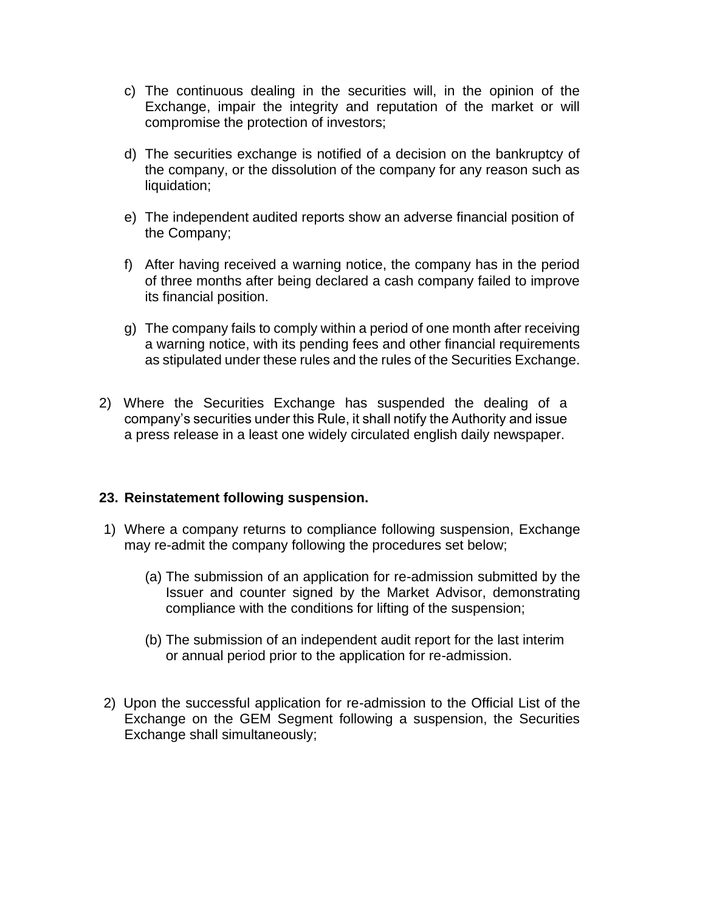c) The continuous dealing in the securities will, in the opinion of the Exchange, impair the integrity and reputation of the market or will compromise the protection of investors;

d) The securities exchange is notified of a decision on the bankruptcy of the company, or the dissolution of the company for any reason such as liquidation;

e) The independent audited reports show an adverse financial position of the Company;

f) After having received a warning notice, the company has in the period of three months after being declared a cash company failed to improve its financial position.

g) The company fails to comply within a period of one month after receiving a warning notice, with its pending fees and other financial requirements as stipulated under these rules and the rules of the Securities Exchange.

2) Where the Securities Exchange has suspended the dealing of a company's securities under this Rule, it shall notify the Authority and issue a press release in a least one widely circulated english daily newspaper.

**23. Reinstatement following suspension.**

1) Where a company returns to compliance following suspension, Exchange may re-admit the company following the procedures set below;

   (a) The submission of an application for re-admission submitted by the Issuer and counter signed by the Market Advisor, demonstrating compliance with the conditions for lifting of the suspension;

   (b) The submission of an independent audit report for the last interim or annual period prior to the application for re-admission.

2) Upon the successful application for re-admission to the Official List of the Exchange on the GEM Segment following a suspension, the Securities Exchange shall simultaneously;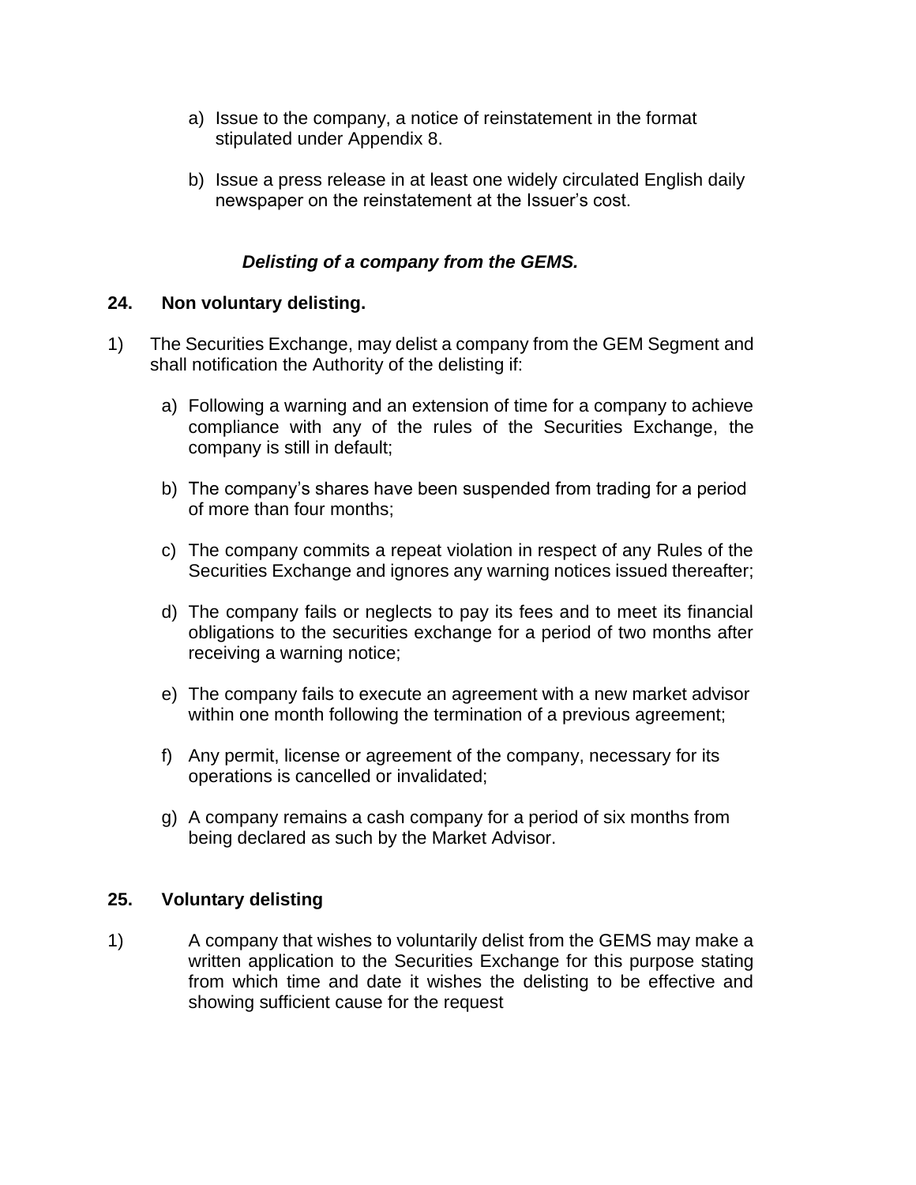a) Issue to the company, a notice of reinstatement in the format stipulated under Appendix 8.

b) Issue a press release in at least one widely circulated English daily newspaper on the reinstatement at the Issuer's cost.

***Delisting of a company from the GEMS.***

**24. Non voluntary delisting.**

1) The Securities Exchange, may delist a company from the GEM Segment and shall notification the Authority of the delisting if:

   a) Following a warning and an extension of time for a company to achieve compliance with any of the rules of the Securities Exchange, the company is still in default;

   b) The company's shares have been suspended from trading for a period of more than four months;

   c) The company commits a repeat violation in respect of any Rules of the Securities Exchange and ignores any warning notices issued thereafter;

   d) The company fails or neglects to pay its fees and to meet its financial obligations to the securities exchange for a period of two months after receiving a warning notice;

   e) The company fails to execute an agreement with a new market advisor within one month following the termination of a previous agreement;

   f) Any permit, license or agreement of the company, necessary for its operations is cancelled or invalidated;

   g) A company remains a cash company for a period of six months from being declared as such by the Market Advisor.

**25. Voluntary delisting**

1) A company that wishes to voluntarily delist from the GEMS may make a written application to the Securities Exchange for this purpose stating from which time and date it wishes the delisting to be effective and showing sufficient cause for the request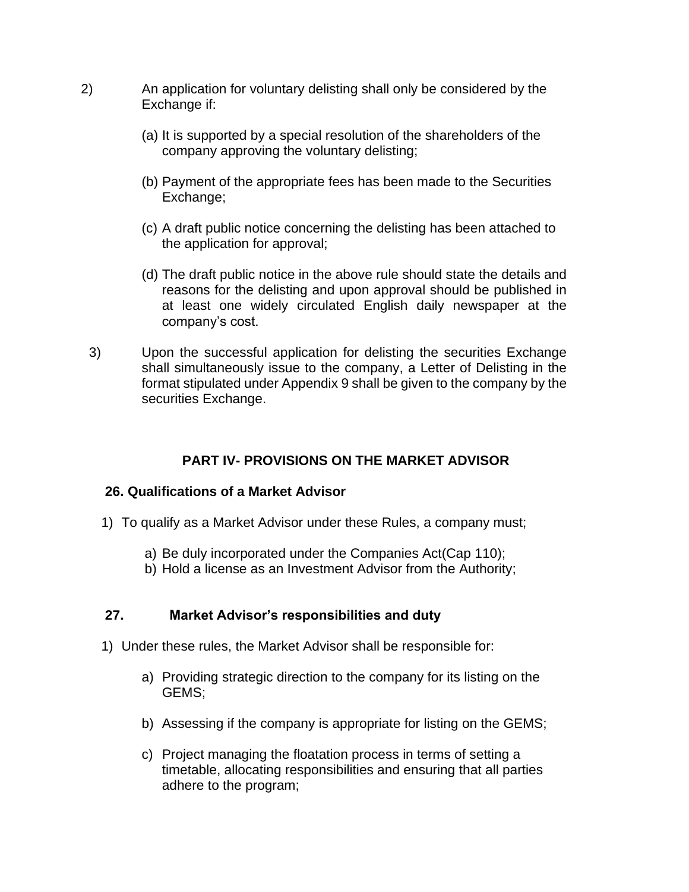2) An application for voluntary delisting shall only be considered by the Exchange if:

   (a) It is supported by a special resolution of the shareholders of the company approving the voluntary delisting;

   (b) Payment of the appropriate fees has been made to the Securities Exchange;

   (c) A draft public notice concerning the delisting has been attached to the application for approval;

   (d) The draft public notice in the above rule should state the details and reasons for the delisting and upon approval should be published in at least one widely circulated English daily newspaper at the company's cost.

3) Upon the successful application for delisting the securities Exchange shall simultaneously issue to the company, a Letter of Delisting in the format stipulated under Appendix 9 shall be given to the company by the securities Exchange.

## PART IV- PROVISIONS ON THE MARKET ADVISOR

### 26. Qualifications of a Market Advisor

1) To qualify as a Market Advisor under these Rules, a company must;

   a) Be duly incorporated under the Companies Act(Cap 110);
   b) Hold a license as an Investment Advisor from the Authority;

### 27. Market Advisor's responsibilities and duty

1) Under these rules, the Market Advisor shall be responsible for:

   a) Providing strategic direction to the company for its listing on the GEMS;

   b) Assessing if the company is appropriate for listing on the GEMS;

   c) Project managing the floatation process in terms of setting a timetable, allocating responsibilities and ensuring that all parties adhere to the program;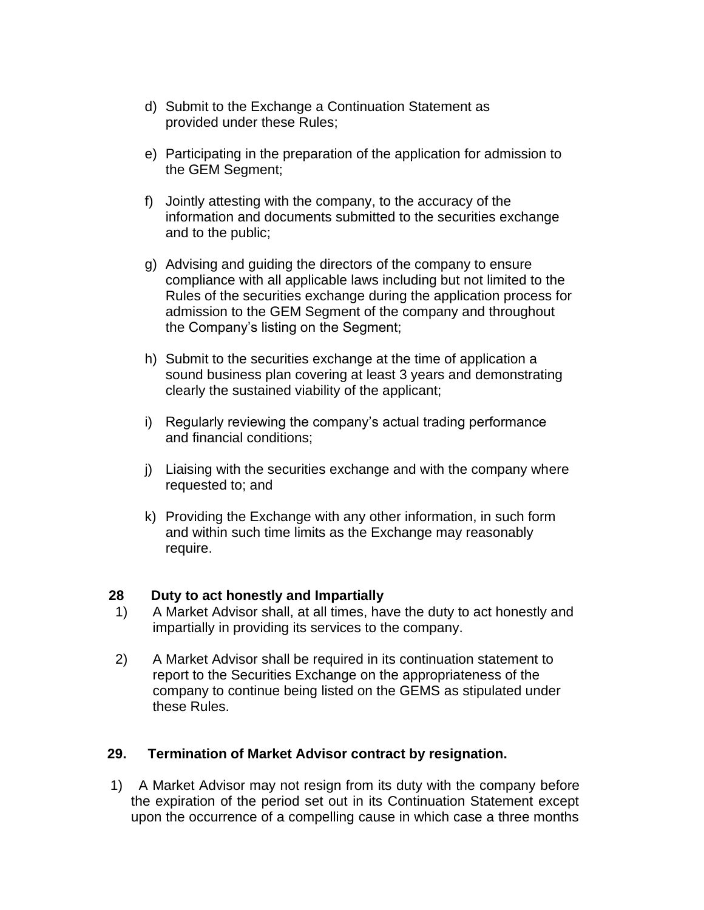d) Submit to the Exchange a Continuation Statement as provided under these Rules;

e) Participating in the preparation of the application for admission to the GEM Segment;

f) Jointly attesting with the company, to the accuracy of the information and documents submitted to the securities exchange and to the public;

g) Advising and guiding the directors of the company to ensure compliance with all applicable laws including but not limited to the Rules of the securities exchange during the application process for admission to the GEM Segment of the company and throughout the Company's listing on the Segment;

h) Submit to the securities exchange at the time of application a sound business plan covering at least 3 years and demonstrating clearly the sustained viability of the applicant;

i) Regularly reviewing the company's actual trading performance and financial conditions;

j) Liaising with the securities exchange and with the company where requested to; and

k) Providing the Exchange with any other information, in such form and within such time limits as the Exchange may reasonably require.

### 28 Duty to act honestly and Impartially

1) A Market Advisor shall, at all times, have the duty to act honestly and impartially in providing its services to the company.

2) A Market Advisor shall be required in its continuation statement to report to the Securities Exchange on the appropriateness of the company to continue being listed on the GEMS as stipulated under these Rules.

### 29. Termination of Market Advisor contract by resignation.

1) A Market Advisor may not resign from its duty with the company before the expiration of the period set out in its Continuation Statement except upon the occurrence of a compelling cause in which case a three months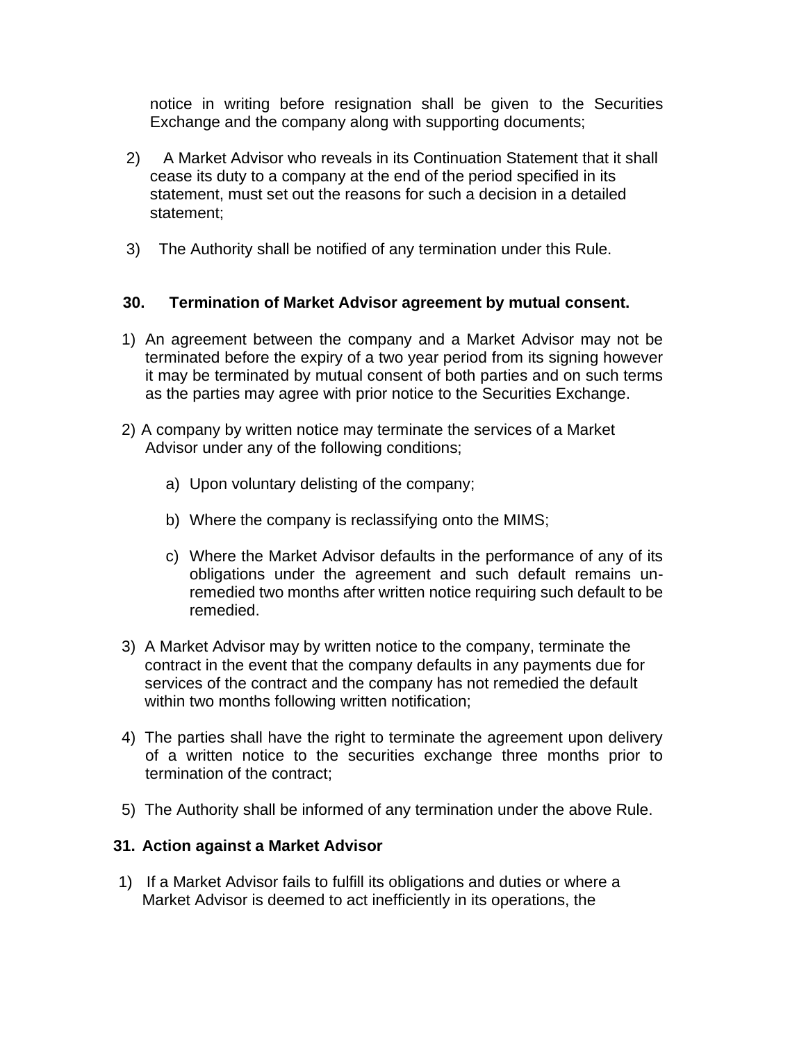notice in writing before resignation shall be given to the Securities Exchange and the company along with supporting documents;

2) A Market Advisor who reveals in its Continuation Statement that it shall cease its duty to a company at the end of the period specified in its statement, must set out the reasons for such a decision in a detailed statement;

3) The Authority shall be notified of any termination under this Rule.

### 30. Termination of Market Advisor agreement by mutual consent.

1) An agreement between the company and a Market Advisor may not be terminated before the expiry of a two year period from its signing however it may be terminated by mutual consent of both parties and on such terms as the parties may agree with prior notice to the Securities Exchange.

2) A company by written notice may terminate the services of a Market Advisor under any of the following conditions;

   a) Upon voluntary delisting of the company;

   b) Where the company is reclassifying onto the MIMS;

   c) Where the Market Advisor defaults in the performance of any of its obligations under the agreement and such default remains un-remedied two months after written notice requiring such default to be remedied.

3) A Market Advisor may by written notice to the company, terminate the contract in the event that the company defaults in any payments due for services of the contract and the company has not remedied the default within two months following written notification;

4) The parties shall have the right to terminate the agreement upon delivery of a written notice to the securities exchange three months prior to termination of the contract;

5) The Authority shall be informed of any termination under the above Rule.

### 31. Action against a Market Advisor

1) If a Market Advisor fails to fulfill its obligations and duties or where a Market Advisor is deemed to act inefficiently in its operations, the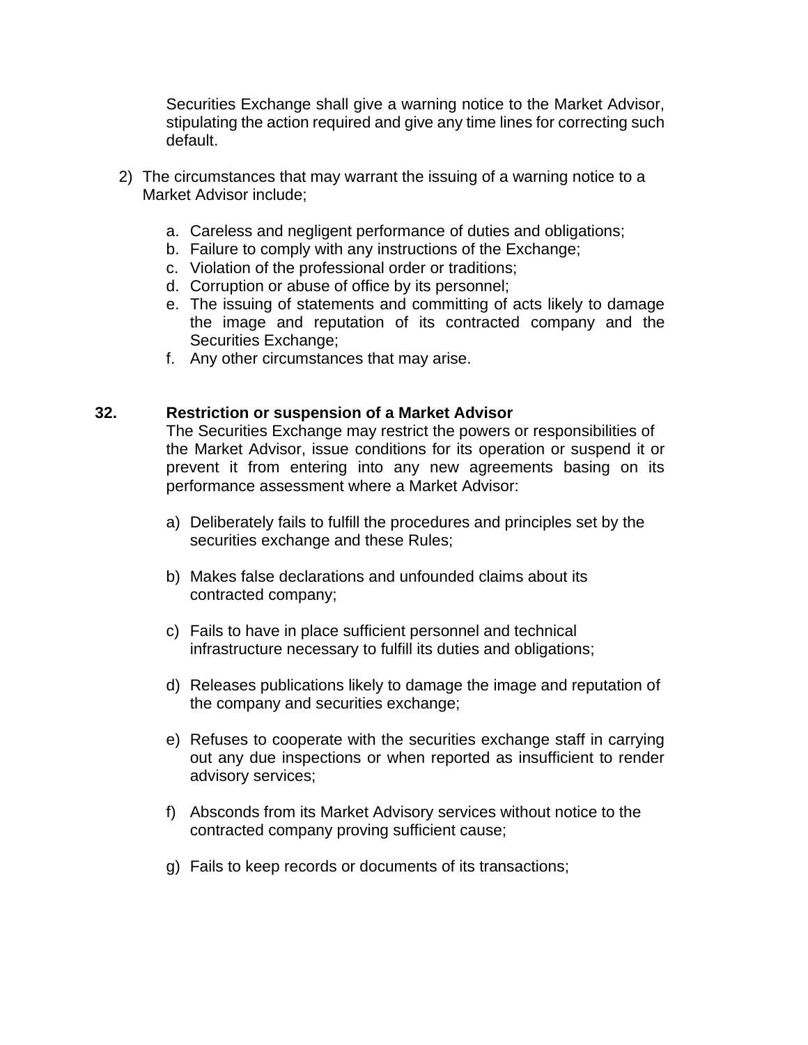Securities Exchange shall give a warning notice to the Market Advisor, stipulating the action required and give any time lines for correcting such default.

2) The circumstances that may warrant the issuing of a warning notice to a Market Advisor include;

   a. Careless and negligent performance of duties and obligations;
   b. Failure to comply with any instructions of the Exchange;
   c. Violation of the professional order or traditions;
   d. Corruption or abuse of office by its personnel;
   e. The issuing of statements and committing of acts likely to damage the image and reputation of its contracted company and the Securities Exchange;
   f. Any other circumstances that may arise.

## 32. Restriction or suspension of a Market Advisor

The Securities Exchange may restrict the powers or responsibilities of the Market Advisor, issue conditions for its operation or suspend it or prevent it from entering into any new agreements basing on its performance assessment where a Market Advisor:

a) Deliberately fails to fulfill the procedures and principles set by the securities exchange and these Rules;

b) Makes false declarations and unfounded claims about its contracted company;

c) Fails to have in place sufficient personnel and technical infrastructure necessary to fulfill its duties and obligations;

d) Releases publications likely to damage the image and reputation of the company and securities exchange;

e) Refuses to cooperate with the securities exchange staff in carrying out any due inspections or when reported as insufficient to render advisory services;

f) Absconds from its Market Advisory services without notice to the contracted company proving sufficient cause;

g) Fails to keep records or documents of its transactions;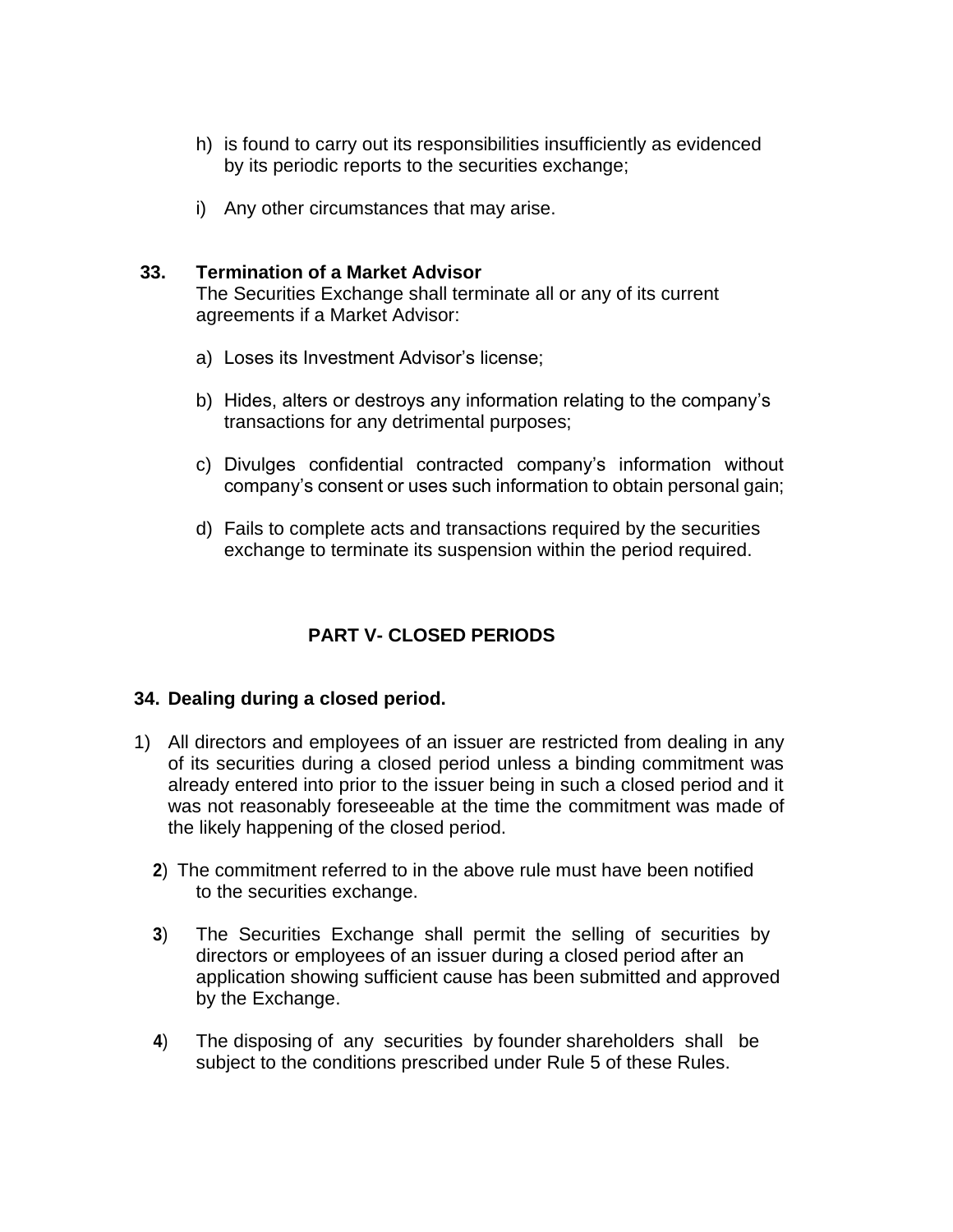h) is found to carry out its responsibilities insufficiently as evidenced by its periodic reports to the securities exchange;

i) Any other circumstances that may arise.

**33. Termination of a Market Advisor**

The Securities Exchange shall terminate all or any of its current agreements if a Market Advisor:

a) Loses its Investment Advisor's license;

b) Hides, alters or destroys any information relating to the company's transactions for any detrimental purposes;

c) Divulges confidential contracted company's information without company's consent or uses such information to obtain personal gain;

d) Fails to complete acts and transactions required by the securities exchange to terminate its suspension within the period required.

## PART V- CLOSED PERIODS

**34. Dealing during a closed period.**

1) All directors and employees of an issuer are restricted from dealing in any of its securities during a closed period unless a binding commitment was already entered into prior to the issuer being in such a closed period and it was not reasonably foreseeable at the time the commitment was made of the likely happening of the closed period.

**2**) The commitment referred to in the above rule must have been notified to the securities exchange.

**3**) The Securities Exchange shall permit the selling of securities by directors or employees of an issuer during a closed period after an application showing sufficient cause has been submitted and approved by the Exchange.

**4**) The disposing of any securities by founder shareholders shall be subject to the conditions prescribed under Rule 5 of these Rules.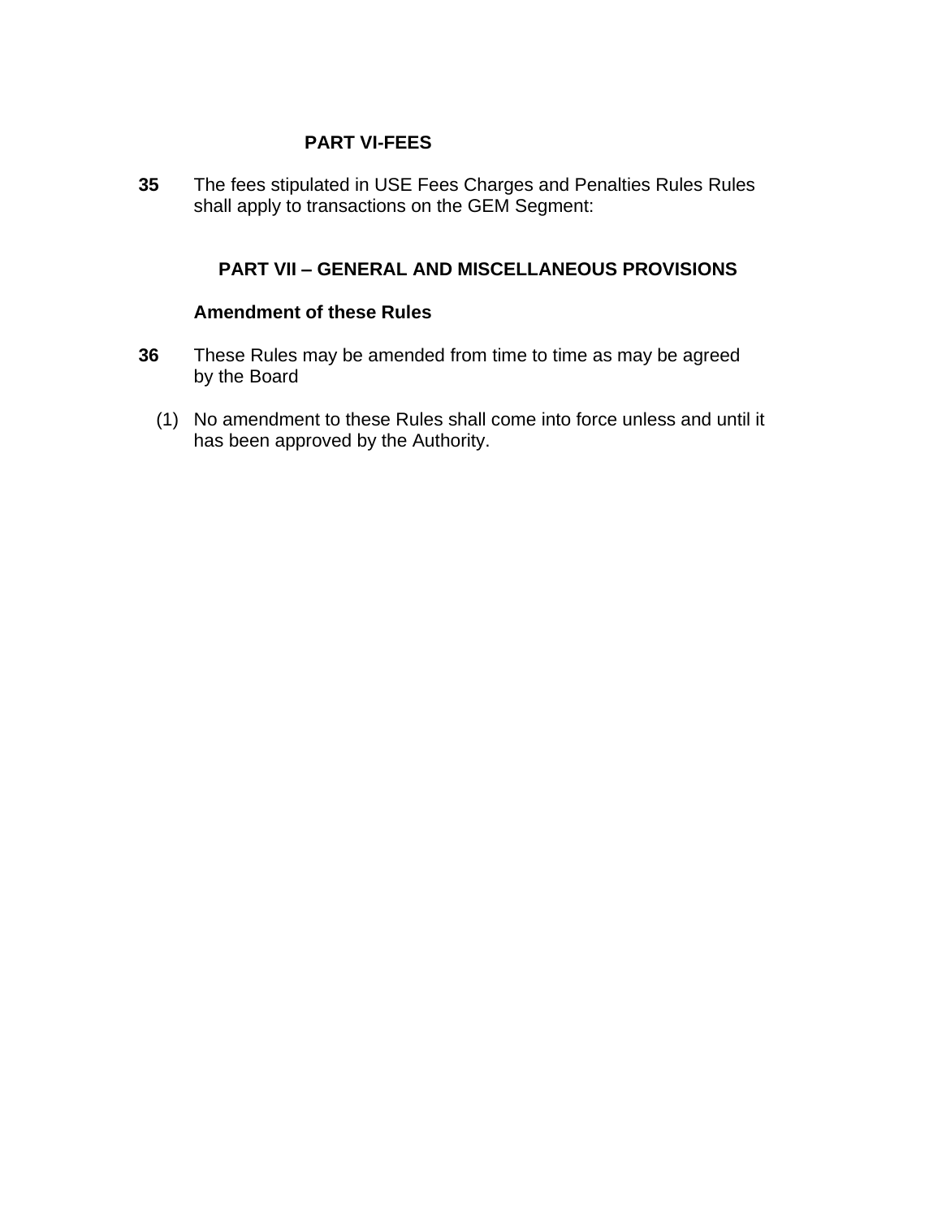## PART VI-FEES

**35** The fees stipulated in USE Fees Charges and Penalties Rules Rules shall apply to transactions on the GEM Segment:

## PART VII – GENERAL AND MISCELLANEOUS PROVISIONS

### Amendment of these Rules

**36** These Rules may be amended from time to time as may be agreed by the Board

(1) No amendment to these Rules shall come into force unless and until it has been approved by the Authority.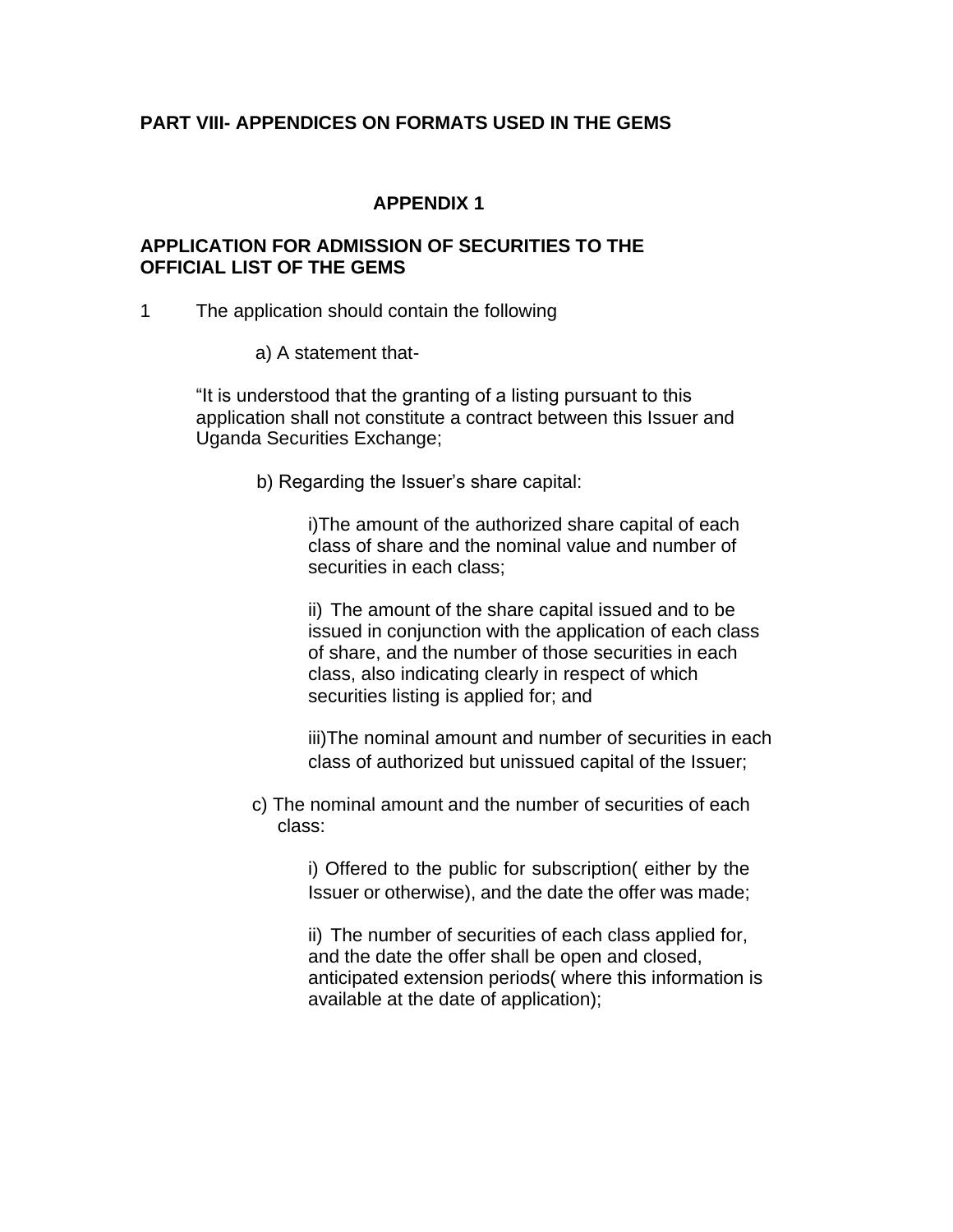## PART VIII- APPENDICES ON FORMATS USED IN THE GEMS

### APPENDIX 1

### APPLICATION FOR ADMISSION OF SECURITIES TO THE OFFICIAL LIST OF THE GEMS

1 The application should contain the following

a) A statement that-

"It is understood that the granting of a listing pursuant to this application shall not constitute a contract between this Issuer and Uganda Securities Exchange;

b) Regarding the Issuer's share capital:

i)The amount of the authorized share capital of each class of share and the nominal value and number of securities in each class;

ii) The amount of the share capital issued and to be issued in conjunction with the application of each class of share, and the number of those securities in each class, also indicating clearly in respect of which securities listing is applied for; and

iii)The nominal amount and number of securities in each class of authorized but unissued capital of the Issuer;

c) The nominal amount and the number of securities of each class:

i) Offered to the public for subscription( either by the Issuer or otherwise), and the date the offer was made;

ii) The number of securities of each class applied for, and the date the offer shall be open and closed, anticipated extension periods( where this information is available at the date of application);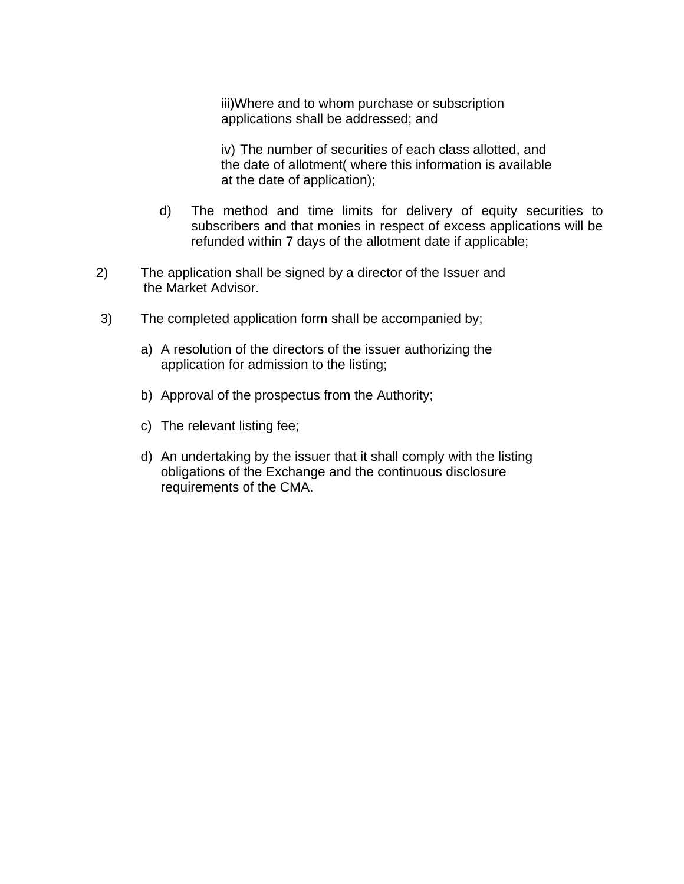iii)Where and to whom purchase or subscription applications shall be addressed; and

iv) The number of securities of each class allotted, and the date of allotment( where this information is available at the date of application);

d) The method and time limits for delivery of equity securities to subscribers and that monies in respect of excess applications will be refunded within 7 days of the allotment date if applicable;

2) The application shall be signed by a director of the Issuer and the Market Advisor.

3) The completed application form shall be accompanied by;

a) A resolution of the directors of the issuer authorizing the application for admission to the listing;

b) Approval of the prospectus from the Authority;

c) The relevant listing fee;

d) An undertaking by the issuer that it shall comply with the listing obligations of the Exchange and the continuous disclosure requirements of the CMA.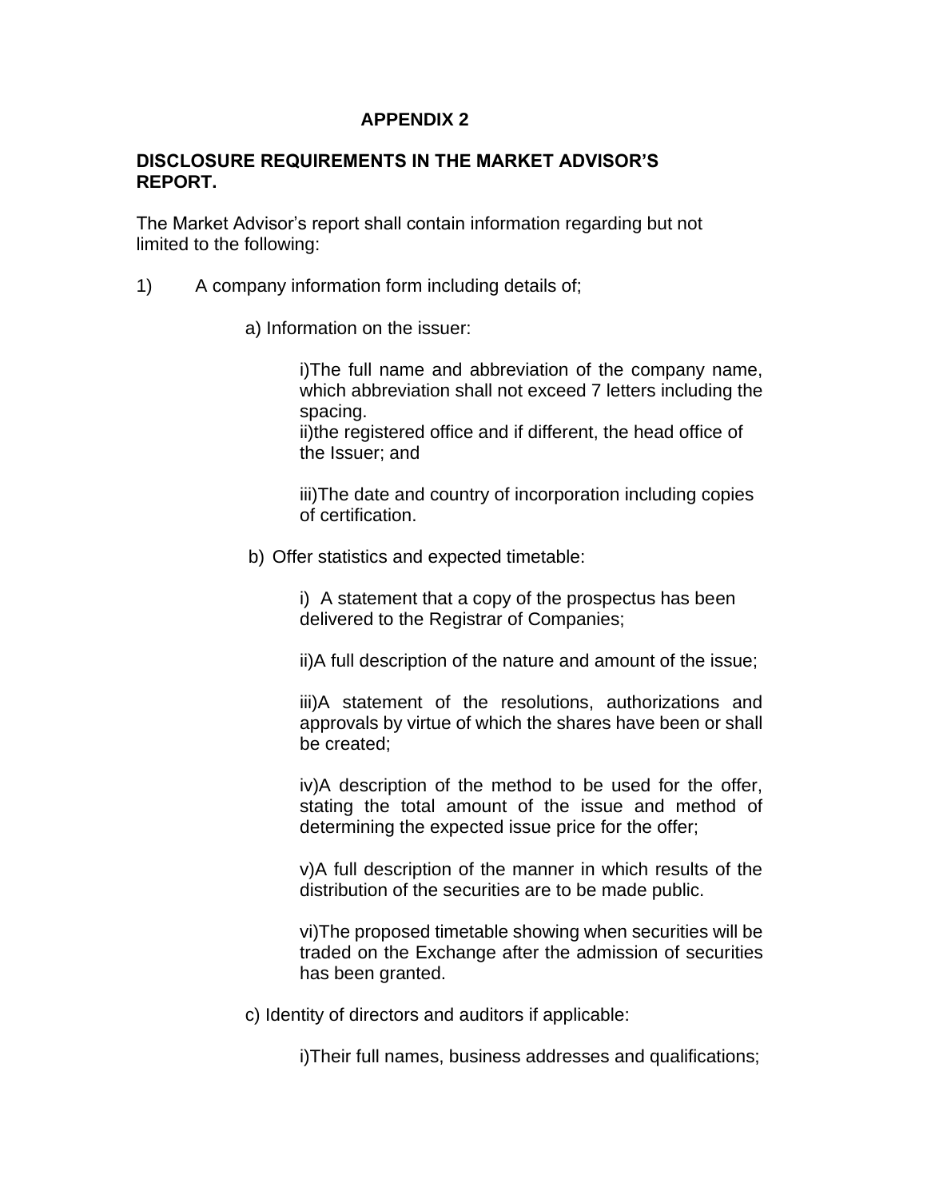**APPENDIX 2**

**DISCLOSURE REQUIREMENTS IN THE MARKET ADVISOR'S REPORT.**

The Market Advisor's report shall contain information regarding but not limited to the following:

1) A company information form including details of;

   a) Information on the issuer:

      i)The full name and abbreviation of the company name, which abbreviation shall not exceed 7 letters including the spacing.
      ii)the registered office and if different, the head office of the Issuer; and

      iii)The date and country of incorporation including copies of certification.

   b) Offer statistics and expected timetable:

      i) A statement that a copy of the prospectus has been delivered to the Registrar of Companies;

      ii)A full description of the nature and amount of the issue;

      iii)A statement of the resolutions, authorizations and approvals by virtue of which the shares have been or shall be created;

      iv)A description of the method to be used for the offer, stating the total amount of the issue and method of determining the expected issue price for the offer;

      v)A full description of the manner in which results of the distribution of the securities are to be made public.

      vi)The proposed timetable showing when securities will be traded on the Exchange after the admission of securities has been granted.

   c) Identity of directors and auditors if applicable:

      i)Their full names, business addresses and qualifications;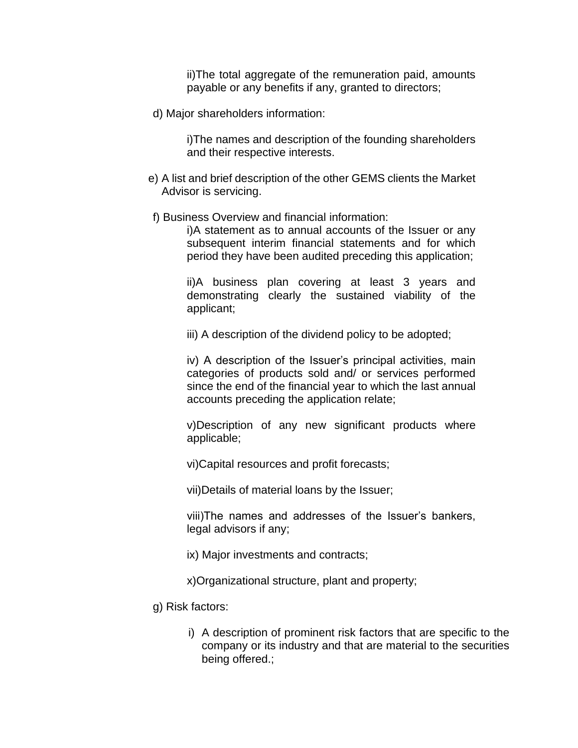ii)The total aggregate of the remuneration paid, amounts payable or any benefits if any, granted to directors;

d) Major shareholders information:

i)The names and description of the founding shareholders and their respective interests.

e) A list and brief description of the other GEMS clients the Market Advisor is servicing.

f) Business Overview and financial information:

i)A statement as to annual accounts of the Issuer or any subsequent interim financial statements and for which period they have been audited preceding this application;

ii)A business plan covering at least 3 years and demonstrating clearly the sustained viability of the applicant;

iii) A description of the dividend policy to be adopted;

iv) A description of the Issuer's principal activities, main categories of products sold and/ or services performed since the end of the financial year to which the last annual accounts preceding the application relate;

v)Description of any new significant products where applicable;

vi)Capital resources and profit forecasts;

vii)Details of material loans by the Issuer;

viii)The names and addresses of the Issuer's bankers, legal advisors if any;

ix) Major investments and contracts;

x)Organizational structure, plant and property;

g) Risk factors:

i) A description of prominent risk factors that are specific to the company or its industry and that are material to the securities being offered.;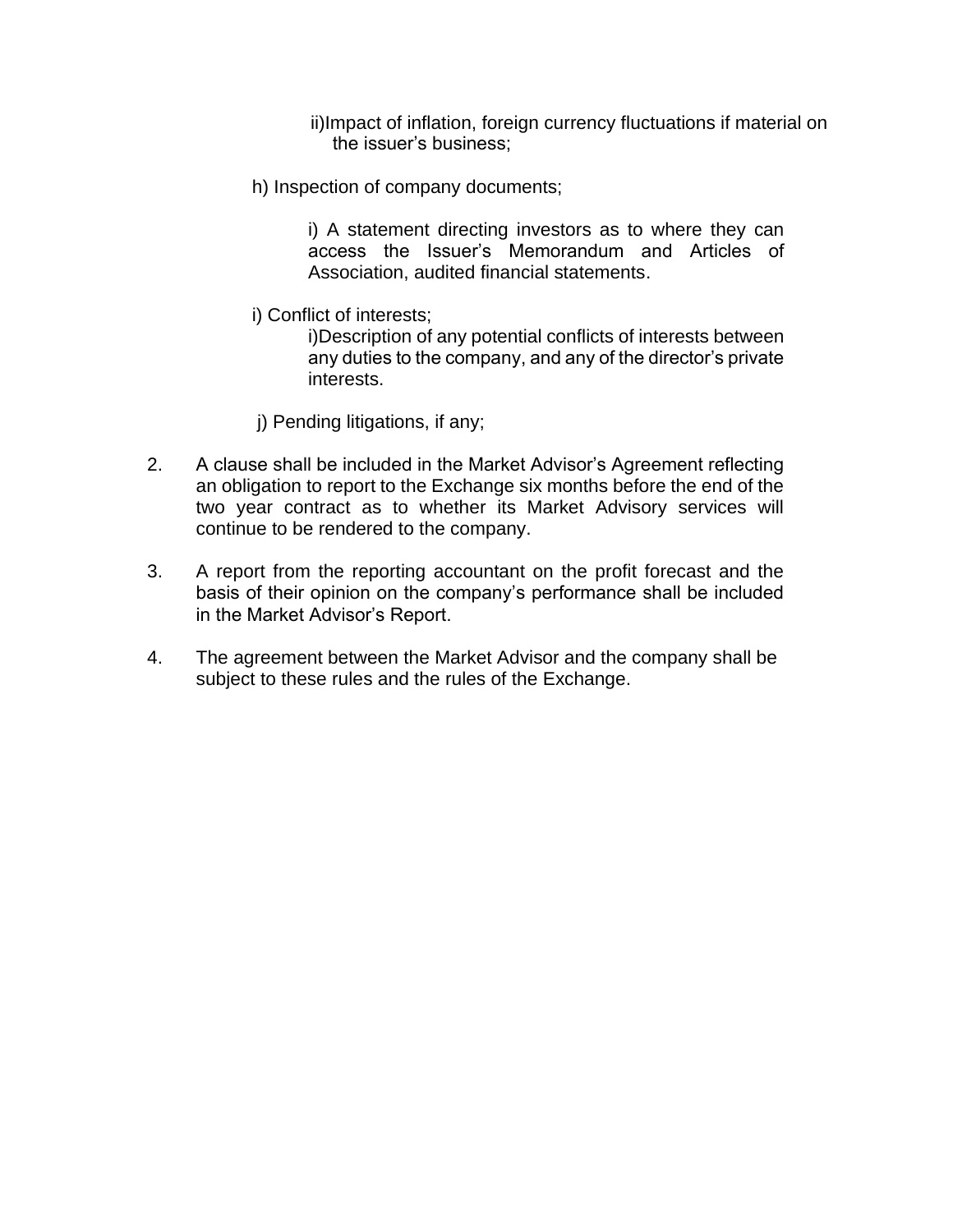ii)Impact of inflation, foreign currency fluctuations if material on the issuer's business;

h) Inspection of company documents;

i) A statement directing investors as to where they can access the Issuer's Memorandum and Articles of Association, audited financial statements.

i) Conflict of interests;

i)Description of any potential conflicts of interests between any duties to the company, and any of the director's private interests.

j) Pending litigations, if any;

2. A clause shall be included in the Market Advisor's Agreement reflecting an obligation to report to the Exchange six months before the end of the two year contract as to whether its Market Advisory services will continue to be rendered to the company.

3. A report from the reporting accountant on the profit forecast and the basis of their opinion on the company's performance shall be included in the Market Advisor's Report.

4. The agreement between the Market Advisor and the company shall be subject to these rules and the rules of the Exchange.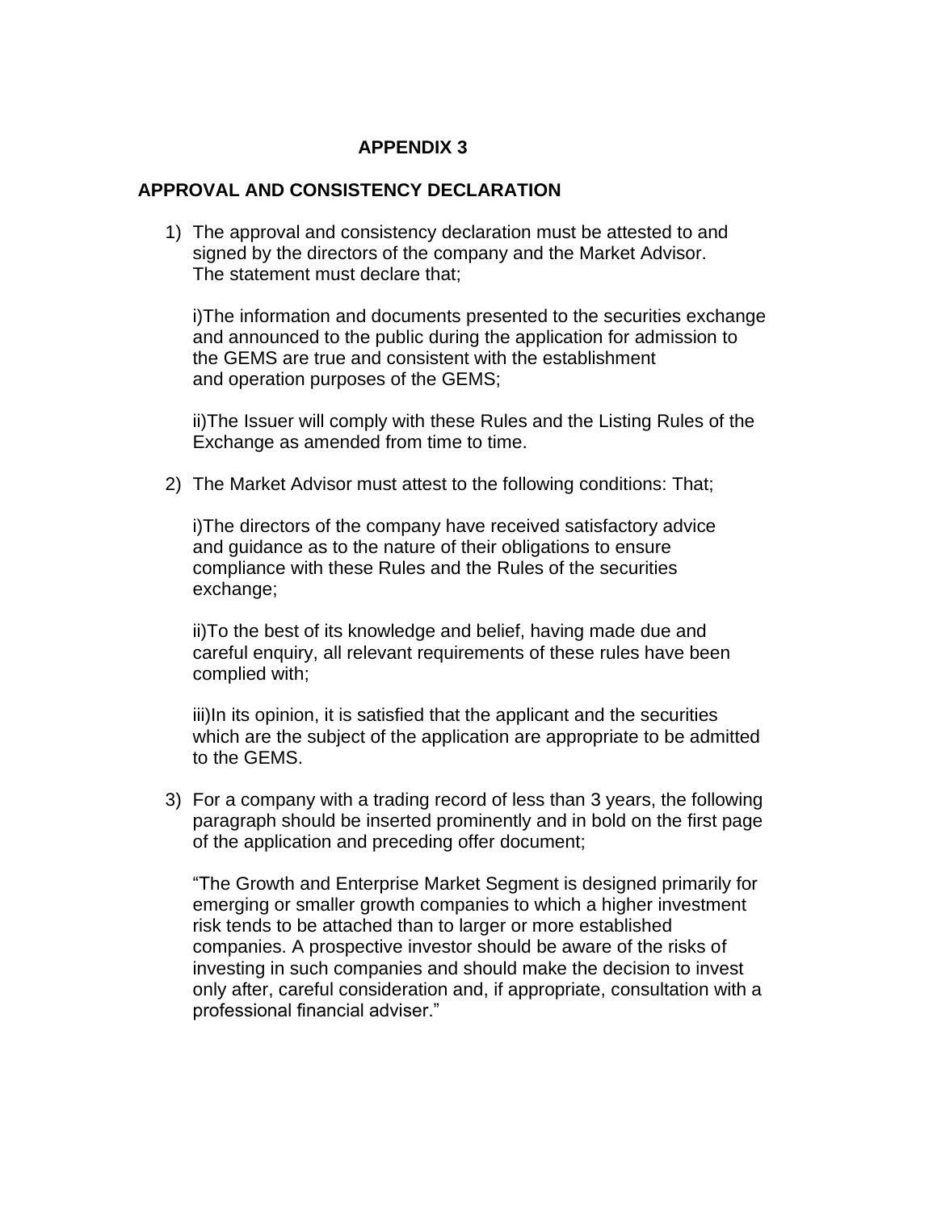# APPENDIX 3

## APPROVAL AND CONSISTENCY DECLARATION

1) The approval and consistency declaration must be attested to and signed by the directors of the company and the Market Advisor. The statement must declare that;

   i)The information and documents presented to the securities exchange and announced to the public during the application for admission to the GEMS are true and consistent with the establishment and operation purposes of the GEMS;

   ii)The Issuer will comply with these Rules and the Listing Rules of the Exchange as amended from time to time.

2) The Market Advisor must attest to the following conditions: That;

   i)The directors of the company have received satisfactory advice and guidance as to the nature of their obligations to ensure compliance with these Rules and the Rules of the securities exchange;

   ii)To the best of its knowledge and belief, having made due and careful enquiry, all relevant requirements of these rules have been complied with;

   iii)In its opinion, it is satisfied that the applicant and the securities which are the subject of the application are appropriate to be admitted to the GEMS.

3) For a company with a trading record of less than 3 years, the following paragraph should be inserted prominently and in bold on the first page of the application and preceding offer document;

   "The Growth and Enterprise Market Segment is designed primarily for emerging or smaller growth companies to which a higher investment risk tends to be attached than to larger or more established companies. A prospective investor should be aware of the risks of investing in such companies and should make the decision to invest only after, careful consideration and, if appropriate, consultation with a professional financial adviser."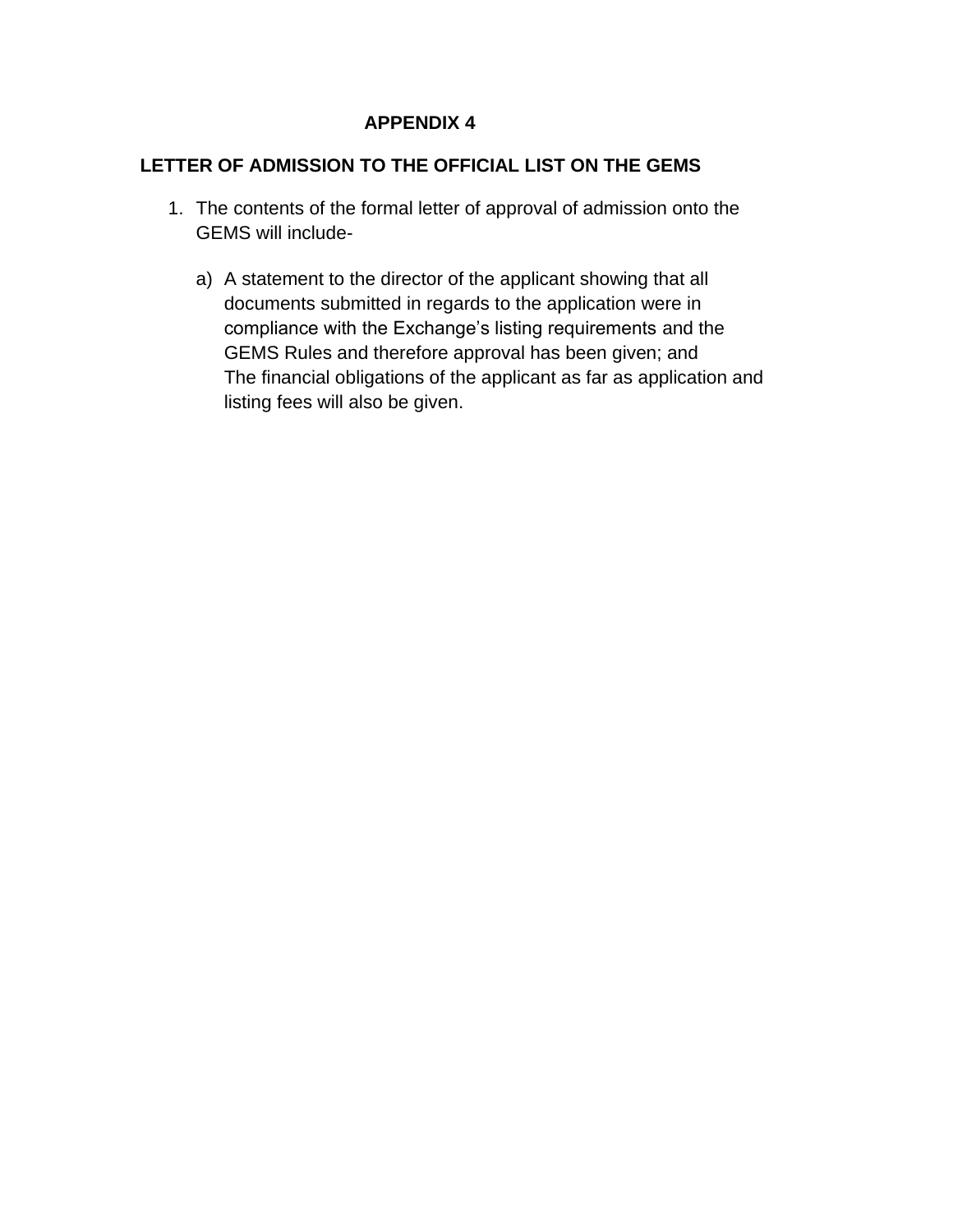# APPENDIX 4

## LETTER OF ADMISSION TO THE OFFICIAL LIST ON THE GEMS

1. The contents of the formal letter of approval of admission onto the GEMS will include-

   a) A statement to the director of the applicant showing that all documents submitted in regards to the application were in compliance with the Exchange's listing requirements and the GEMS Rules and therefore approval has been given; and
   The financial obligations of the applicant as far as application and listing fees will also be given.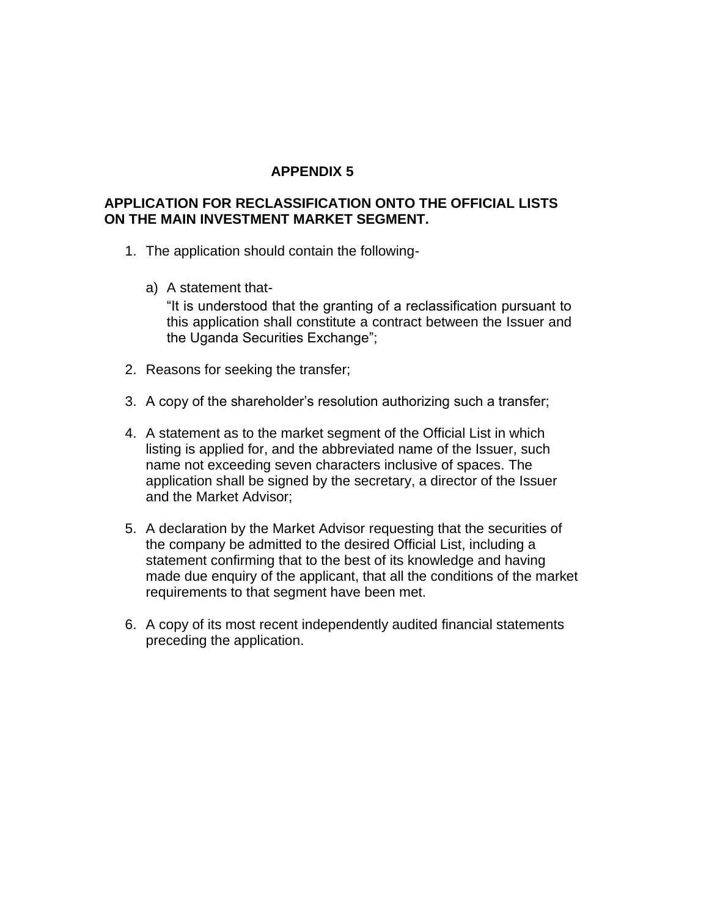## APPENDIX 5

### APPLICATION FOR RECLASSIFICATION ONTO THE OFFICIAL LISTS ON THE MAIN INVESTMENT MARKET SEGMENT.

1. The application should contain the following-

   a) A statement that-
   "It is understood that the granting of a reclassification pursuant to this application shall constitute a contract between the Issuer and the Uganda Securities Exchange";

2. Reasons for seeking the transfer;

3. A copy of the shareholder's resolution authorizing such a transfer;

4. A statement as to the market segment of the Official List in which listing is applied for, and the abbreviated name of the Issuer, such name not exceeding seven characters inclusive of spaces. The application shall be signed by the secretary, a director of the Issuer and the Market Advisor;

5. A declaration by the Market Advisor requesting that the securities of the company be admitted to the desired Official List, including a statement confirming that to the best of its knowledge and having made due enquiry of the applicant, that all the conditions of the market requirements to that segment have been met.

6. A copy of its most recent independently audited financial statements preceding the application.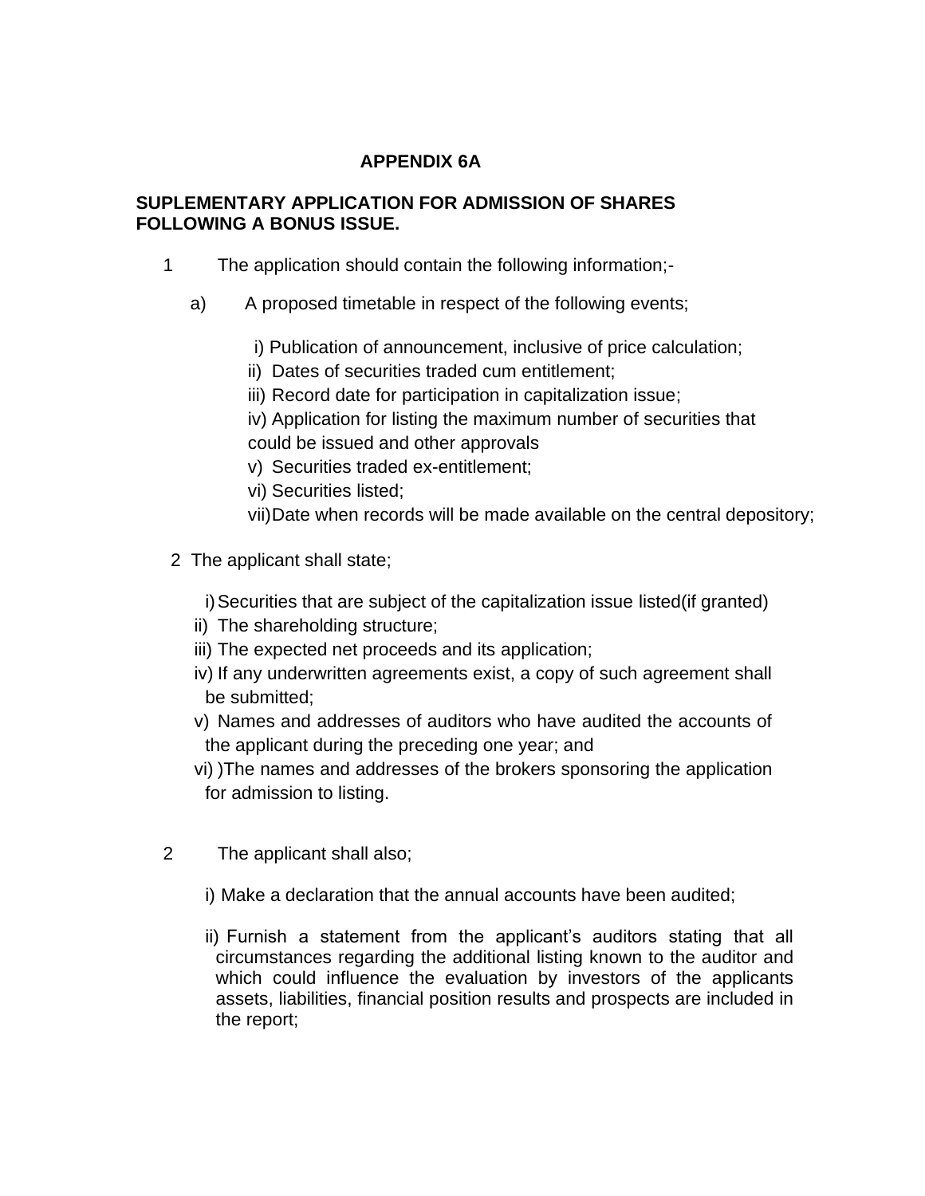# APPENDIX 6A

## SUPLEMENTARY APPLICATION FOR ADMISSION OF SHARES FOLLOWING A BONUS ISSUE.

1 The application should contain the following information;-

a) A proposed timetable in respect of the following events;

i) Publication of announcement, inclusive of price calculation;
ii) Dates of securities traded cum entitlement;
iii) Record date for participation in capitalization issue;
iv) Application for listing the maximum number of securities that could be issued and other approvals
v) Securities traded ex-entitlement;
vi) Securities listed;
vii) Date when records will be made available on the central depository;

2 The applicant shall state;

i) Securities that are subject of the capitalization issue listed(if granted)
ii) The shareholding structure;
iii) The expected net proceeds and its application;
iv) If any underwritten agreements exist, a copy of such agreement shall be submitted;
v) Names and addresses of auditors who have audited the accounts of the applicant during the preceding one year; and
vi) )The names and addresses of the brokers sponsoring the application for admission to listing.

2 The applicant shall also;

i) Make a declaration that the annual accounts have been audited;

ii) Furnish a statement from the applicant's auditors stating that all circumstances regarding the additional listing known to the auditor and which could influence the evaluation by investors of the applicants assets, liabilities, financial position results and prospects are included in the report;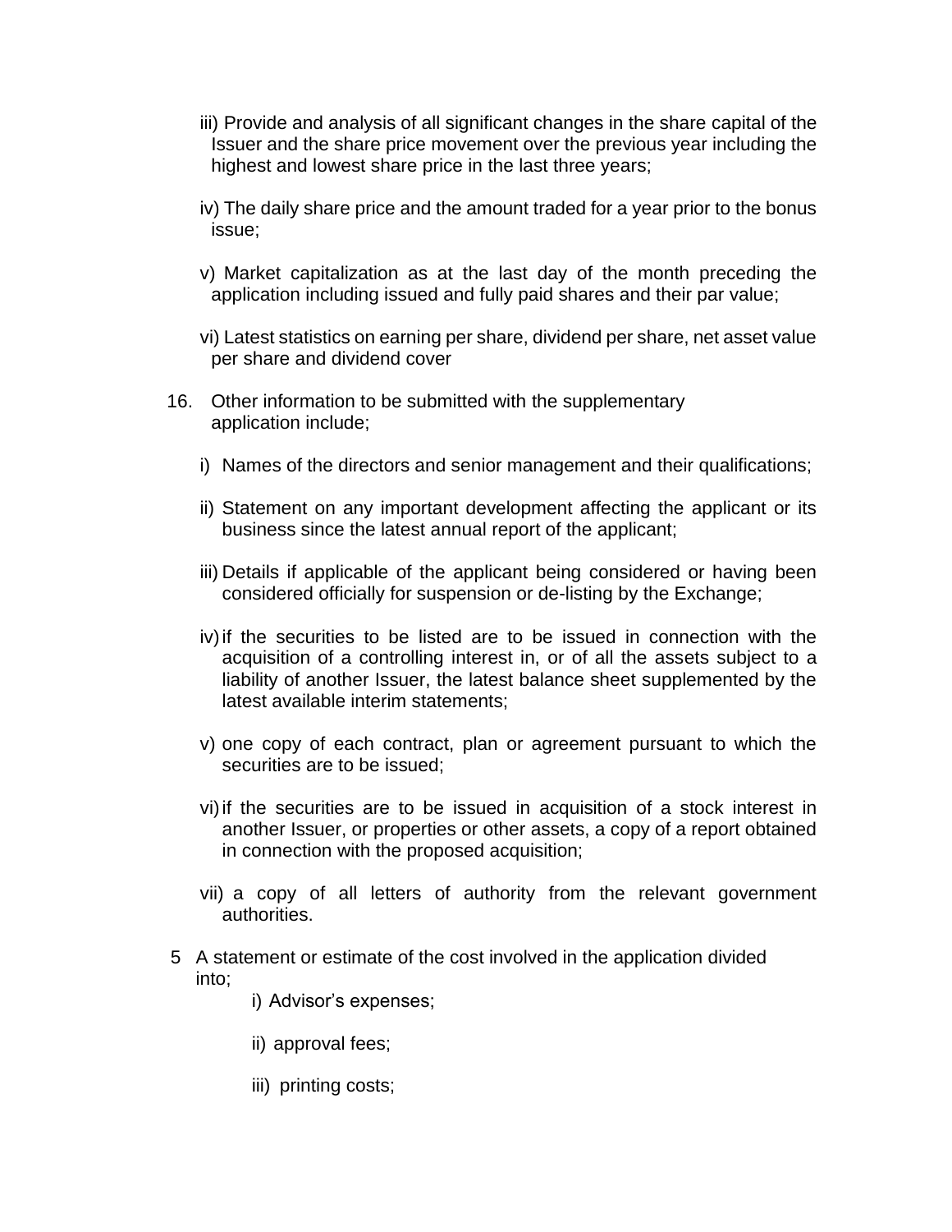iii) Provide and analysis of all significant changes in the share capital of the Issuer and the share price movement over the previous year including the highest and lowest share price in the last three years;

iv) The daily share price and the amount traded for a year prior to the bonus issue;

v) Market capitalization as at the last day of the month preceding the application including issued and fully paid shares and their par value;

vi) Latest statistics on earning per share, dividend per share, net asset value per share and dividend cover

16. Other information to be submitted with the supplementary application include;

   i) Names of the directors and senior management and their qualifications;

   ii) Statement on any important development affecting the applicant or its business since the latest annual report of the applicant;

   iii) Details if applicable of the applicant being considered or having been considered officially for suspension or de-listing by the Exchange;

   iv) if the securities to be listed are to be issued in connection with the acquisition of a controlling interest in, or of all the assets subject to a liability of another Issuer, the latest balance sheet supplemented by the latest available interim statements;

   v) one copy of each contract, plan or agreement pursuant to which the securities are to be issued;

   vi) if the securities are to be issued in acquisition of a stock interest in another Issuer, or properties or other assets, a copy of a report obtained in connection with the proposed acquisition;

   vii) a copy of all letters of authority from the relevant government authorities.

5 A statement or estimate of the cost involved in the application divided into;

   i) Advisor's expenses;

   ii) approval fees;

   iii) printing costs;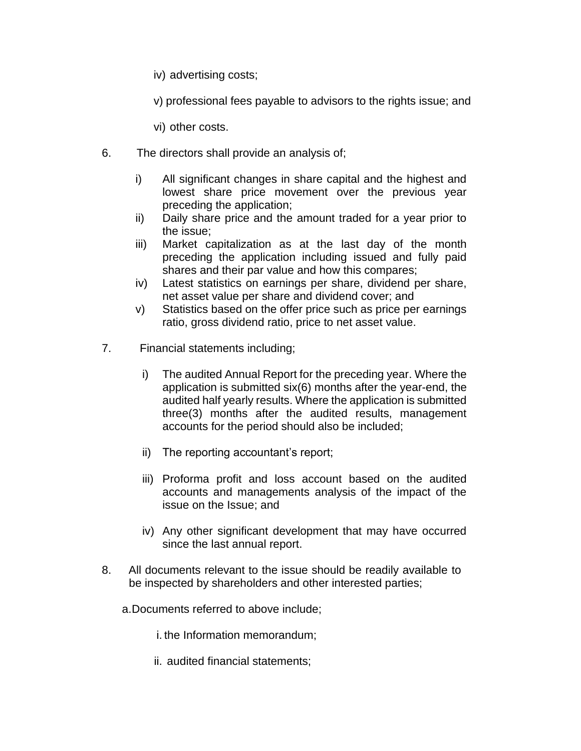iv) advertising costs;

v) professional fees payable to advisors to the rights issue; and

vi) other costs.

6. The directors shall provide an analysis of;

   i) All significant changes in share capital and the highest and lowest share price movement over the previous year preceding the application;
   ii) Daily share price and the amount traded for a year prior to the issue;
   iii) Market capitalization as at the last day of the month preceding the application including issued and fully paid shares and their par value and how this compares;
   iv) Latest statistics on earnings per share, dividend per share, net asset value per share and dividend cover; and
   v) Statistics based on the offer price such as price per earnings ratio, gross dividend ratio, price to net asset value.

7. Financial statements including;

   i) The audited Annual Report for the preceding year. Where the application is submitted six(6) months after the year-end, the audited half yearly results. Where the application is submitted three(3) months after the audited results, management accounts for the period should also be included;

   ii) The reporting accountant's report;

   iii) Proforma profit and loss account based on the audited accounts and managements analysis of the impact of the issue on the Issue; and

   iv) Any other significant development that may have occurred since the last annual report.

8. All documents relevant to the issue should be readily available to be inspected by shareholders and other interested parties;

   a. Documents referred to above include;

      i. the Information memorandum;

      ii. audited financial statements;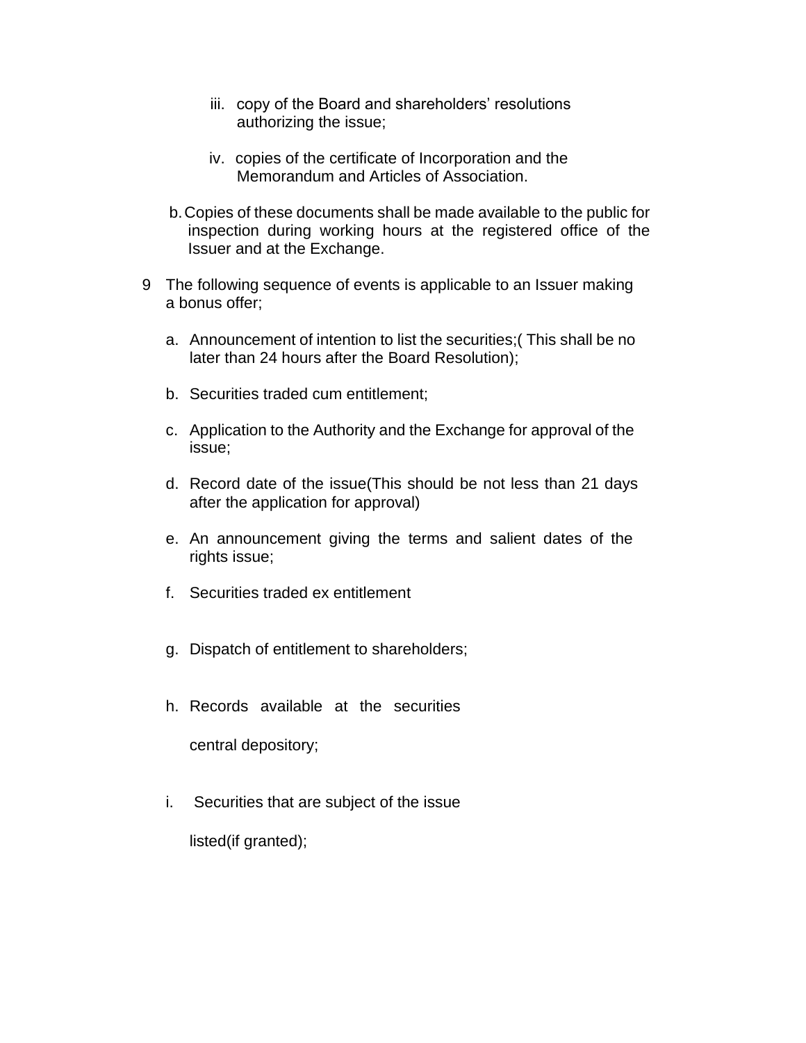iii. copy of the Board and shareholders' resolutions authorizing the issue;

iv. copies of the certificate of Incorporation and the Memorandum and Articles of Association.

b. Copies of these documents shall be made available to the public for inspection during working hours at the registered office of the Issuer and at the Exchange.

9 The following sequence of events is applicable to an Issuer making a bonus offer;

a. Announcement of intention to list the securities;( This shall be no later than 24 hours after the Board Resolution);

b. Securities traded cum entitlement;

c. Application to the Authority and the Exchange for approval of the issue;

d. Record date of the issue(This should be not less than 21 days after the application for approval)

e. An announcement giving the terms and salient dates of the rights issue;

f. Securities traded ex entitlement

g. Dispatch of entitlement to shareholders;

h. Records available at the securities central depository;

i. Securities that are subject of the issue listed(if granted);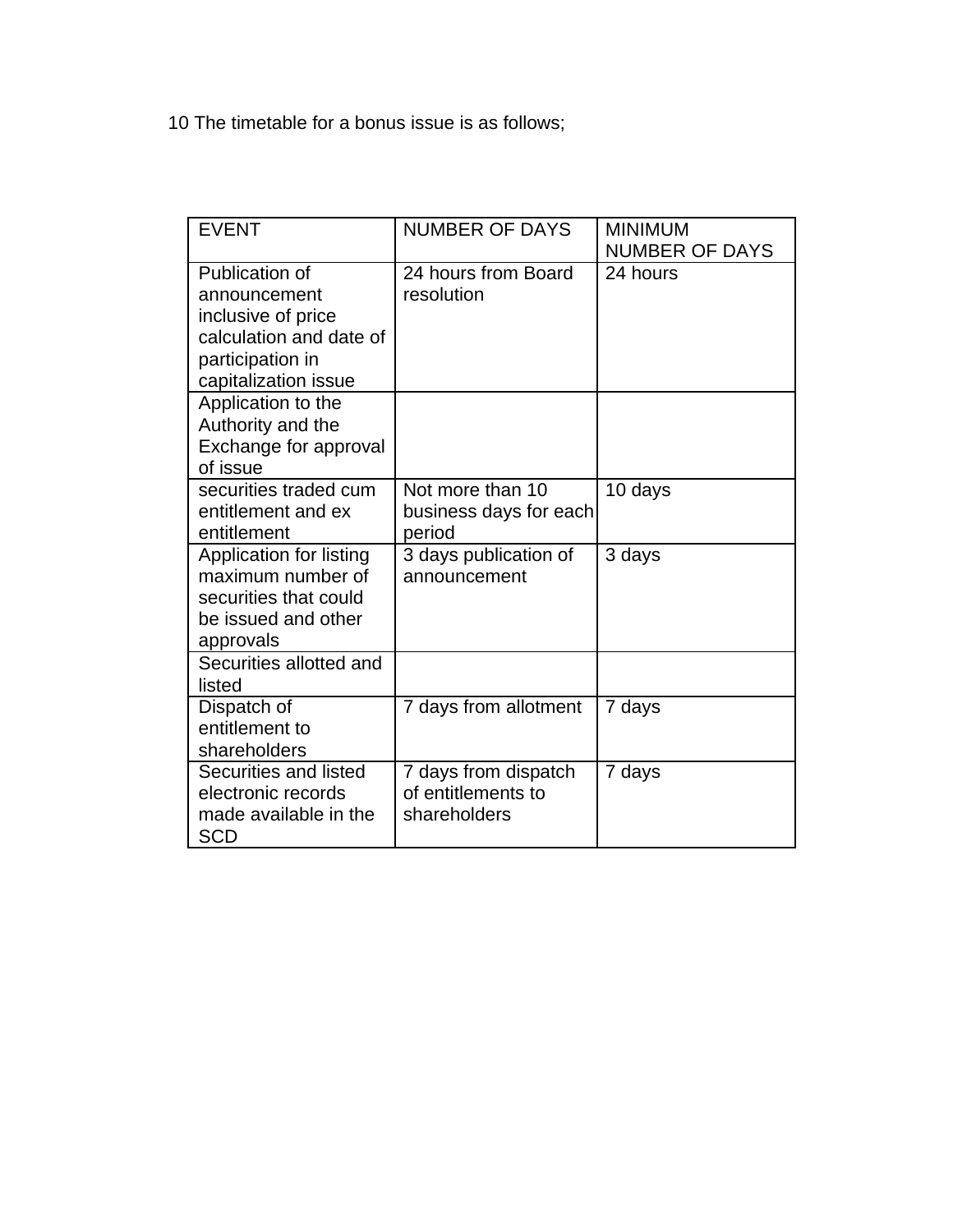10 The timetable for a bonus issue is as follows;

| EVENT | NUMBER OF DAYS | MINIMUM NUMBER OF DAYS |
|---|---|---|
| Publication of announcement inclusive of price calculation and date of participation in capitalization issue | 24 hours from Board resolution | 24 hours |
| Application to the Authority and the Exchange for approval of issue | | |
| securities traded cum entitlement and ex entitlement | Not more than 10 business days for each period | 10 days |
| Application for listing maximum number of securities that could be issued and other approvals | 3 days publication of announcement | 3 days |
| Securities allotted and listed | | |
| Dispatch of entitlement to shareholders | 7 days from allotment | 7 days |
| Securities and listed electronic records made available in the SCD | 7 days from dispatch of entitlements to shareholders | 7 days |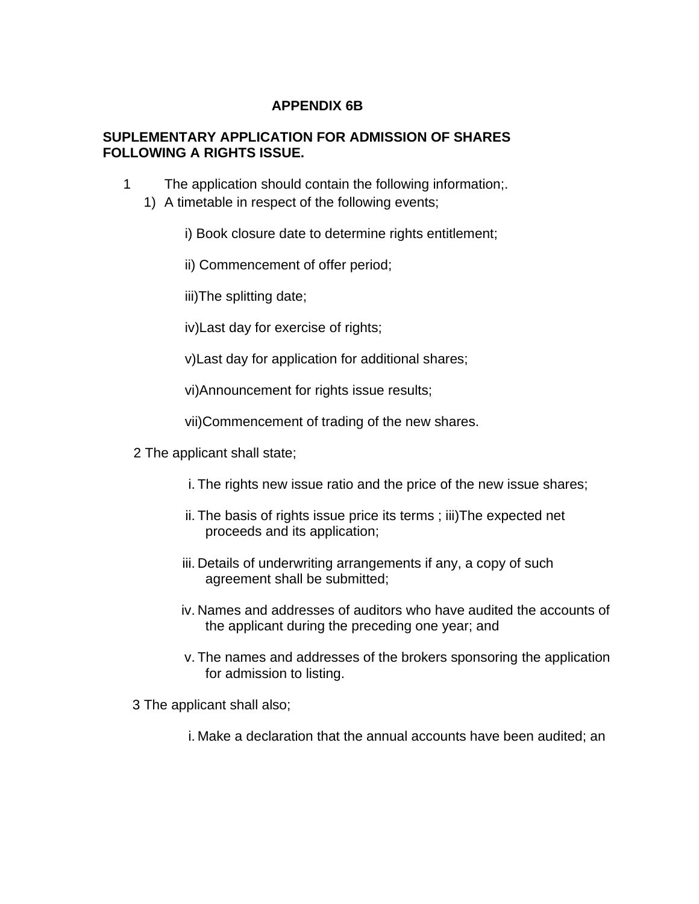**APPENDIX 6B**

**SUPLEMENTARY APPLICATION FOR ADMISSION OF SHARES FOLLOWING A RIGHTS ISSUE.**

1 The application should contain the following information;.

1) A timetable in respect of the following events;

i) Book closure date to determine rights entitlement;

ii) Commencement of offer period;

iii)The splitting date;

iv)Last day for exercise of rights;

v)Last day for application for additional shares;

vi)Announcement for rights issue results;

vii)Commencement of trading of the new shares.

2 The applicant shall state;

i. The rights new issue ratio and the price of the new issue shares;

ii. The basis of rights issue price its terms ; iii)The expected net proceeds and its application;

iii. Details of underwriting arrangements if any, a copy of such agreement shall be submitted;

iv. Names and addresses of auditors who have audited the accounts of the applicant during the preceding one year; and

v. The names and addresses of the brokers sponsoring the application for admission to listing.

3 The applicant shall also;

i. Make a declaration that the annual accounts have been audited; an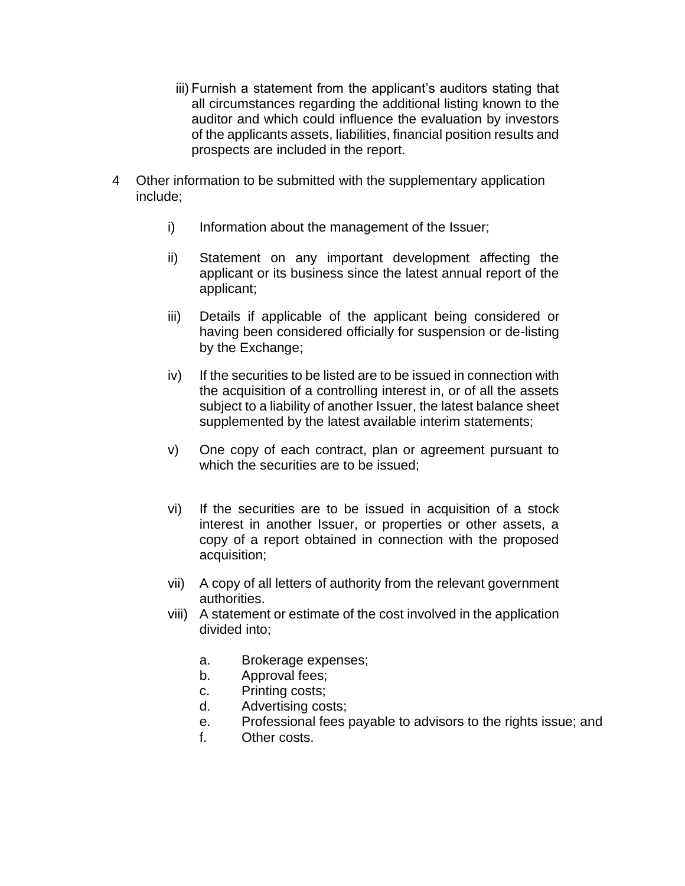iii) Furnish a statement from the applicant's auditors stating that all circumstances regarding the additional listing known to the auditor and which could influence the evaluation by investors of the applicants assets, liabilities, financial position results and prospects are included in the report.

4 Other information to be submitted with the supplementary application include;

i) Information about the management of the Issuer;

ii) Statement on any important development affecting the applicant or its business since the latest annual report of the applicant;

iii) Details if applicable of the applicant being considered or having been considered officially for suspension or de-listing by the Exchange;

iv) If the securities to be listed are to be issued in connection with the acquisition of a controlling interest in, or of all the assets subject to a liability of another Issuer, the latest balance sheet supplemented by the latest available interim statements;

v) One copy of each contract, plan or agreement pursuant to which the securities are to be issued;

vi) If the securities are to be issued in acquisition of a stock interest in another Issuer, or properties or other assets, a copy of a report obtained in connection with the proposed acquisition;

vii) A copy of all letters of authority from the relevant government authorities.

viii) A statement or estimate of the cost involved in the application divided into;

a. Brokerage expenses;
b. Approval fees;
c. Printing costs;
d. Advertising costs;
e. Professional fees payable to advisors to the rights issue; and
f. Other costs.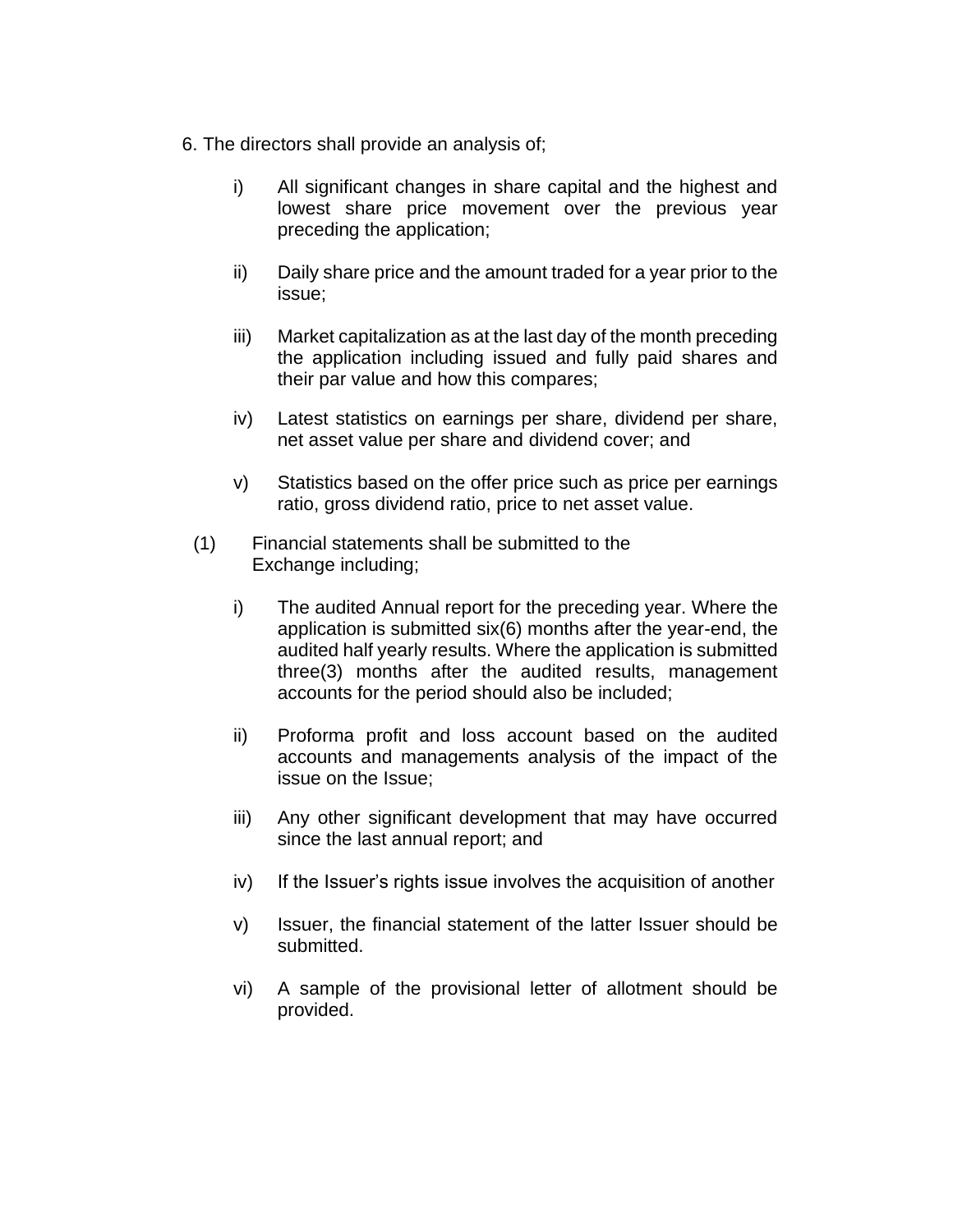6. The directors shall provide an analysis of;

  i) All significant changes in share capital and the highest and lowest share price movement over the previous year preceding the application;

  ii) Daily share price and the amount traded for a year prior to the issue;

  iii) Market capitalization as at the last day of the month preceding the application including issued and fully paid shares and their par value and how this compares;

  iv) Latest statistics on earnings per share, dividend per share, net asset value per share and dividend cover; and

  v) Statistics based on the offer price such as price per earnings ratio, gross dividend ratio, price to net asset value.

(1) Financial statements shall be submitted to the Exchange including;

  i) The audited Annual report for the preceding year. Where the application is submitted six(6) months after the year-end, the audited half yearly results. Where the application is submitted three(3) months after the audited results, management accounts for the period should also be included;

  ii) Proforma profit and loss account based on the audited accounts and managements analysis of the impact of the issue on the Issue;

  iii) Any other significant development that may have occurred since the last annual report; and

  iv) If the Issuer's rights issue involves the acquisition of another

  v) Issuer, the financial statement of the latter Issuer should be submitted.

  vi) A sample of the provisional letter of allotment should be provided.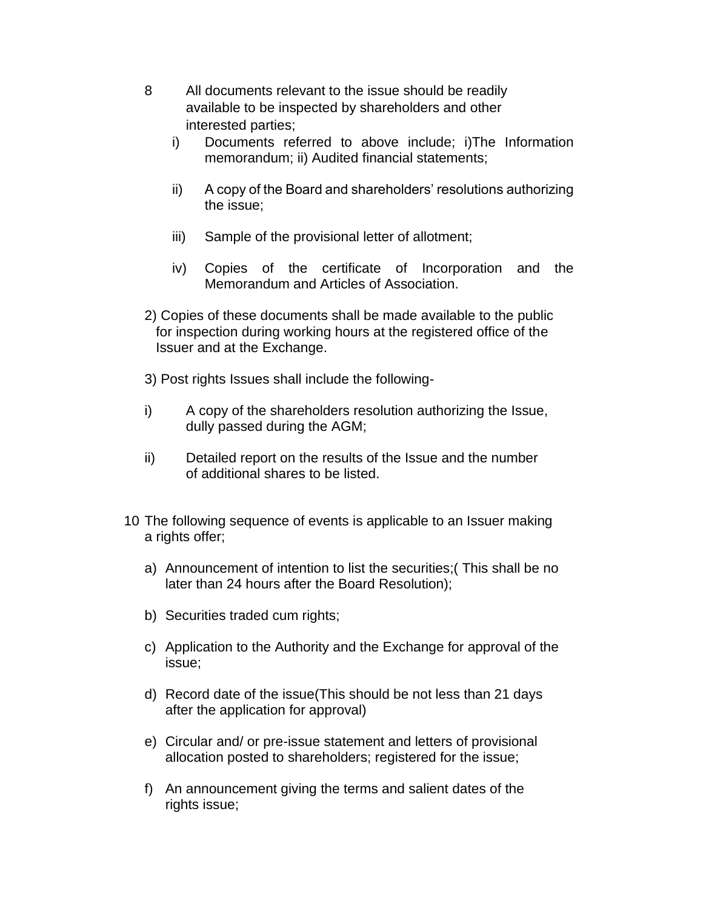8 All documents relevant to the issue should be readily available to be inspected by shareholders and other interested parties;

   i) Documents referred to above include; i)The Information memorandum; ii) Audited financial statements;

   ii) A copy of the Board and shareholders' resolutions authorizing the issue;

   iii) Sample of the provisional letter of allotment;

   iv) Copies of the certificate of Incorporation and the Memorandum and Articles of Association.

2) Copies of these documents shall be made available to the public for inspection during working hours at the registered office of the Issuer and at the Exchange.

3) Post rights Issues shall include the following-

i) A copy of the shareholders resolution authorizing the Issue, dully passed during the AGM;

ii) Detailed report on the results of the Issue and the number of additional shares to be listed.

10 The following sequence of events is applicable to an Issuer making a rights offer;

   a) Announcement of intention to list the securities;( This shall be no later than 24 hours after the Board Resolution);

   b) Securities traded cum rights;

   c) Application to the Authority and the Exchange for approval of the issue;

   d) Record date of the issue(This should be not less than 21 days after the application for approval)

   e) Circular and/ or pre-issue statement and letters of provisional allocation posted to shareholders; registered for the issue;

   f) An announcement giving the terms and salient dates of the rights issue;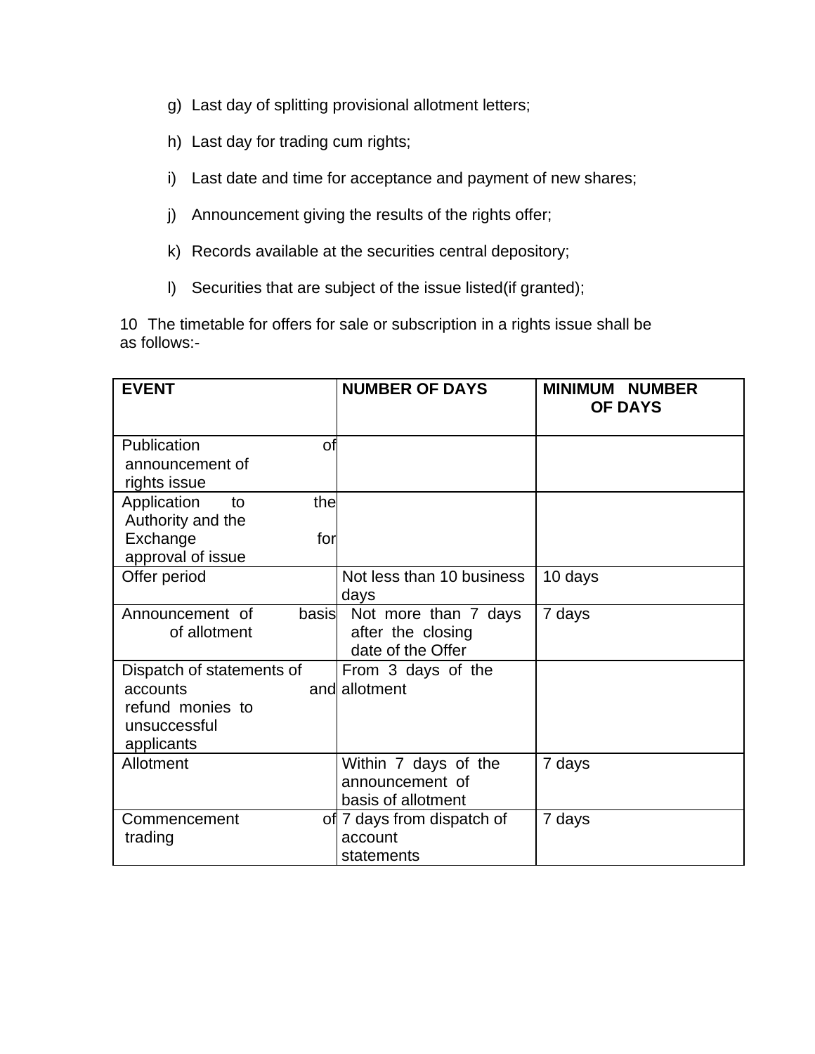g) Last day of splitting provisional allotment letters;

h) Last day for trading cum rights;

i) Last date and time for acceptance and payment of new shares;

j) Announcement giving the results of the rights offer;

k) Records available at the securities central depository;

l) Securities that are subject of the issue listed(if granted);

10 The timetable for offers for sale or subscription in a rights issue shall be as follows:-

| **EVENT** | **NUMBER OF DAYS** | **MINIMUM NUMBER OF DAYS** |
|---|---|---|
| Publication of announcement of rights issue | | |
| Application to the Authority and the Exchange for approval of issue | | |
| Offer period | Not less than 10 business days | 10 days |
| Announcement of basis of allotment | Not more than 7 days after the closing date of the Offer | 7 days |
| Dispatch of statements of accounts and refund monies to unsuccessful applicants | From 3 days of the allotment | |
| Allotment | Within 7 days of the announcement of basis of allotment | 7 days |
| Commencement of trading | 7 days from dispatch of account statements | 7 days |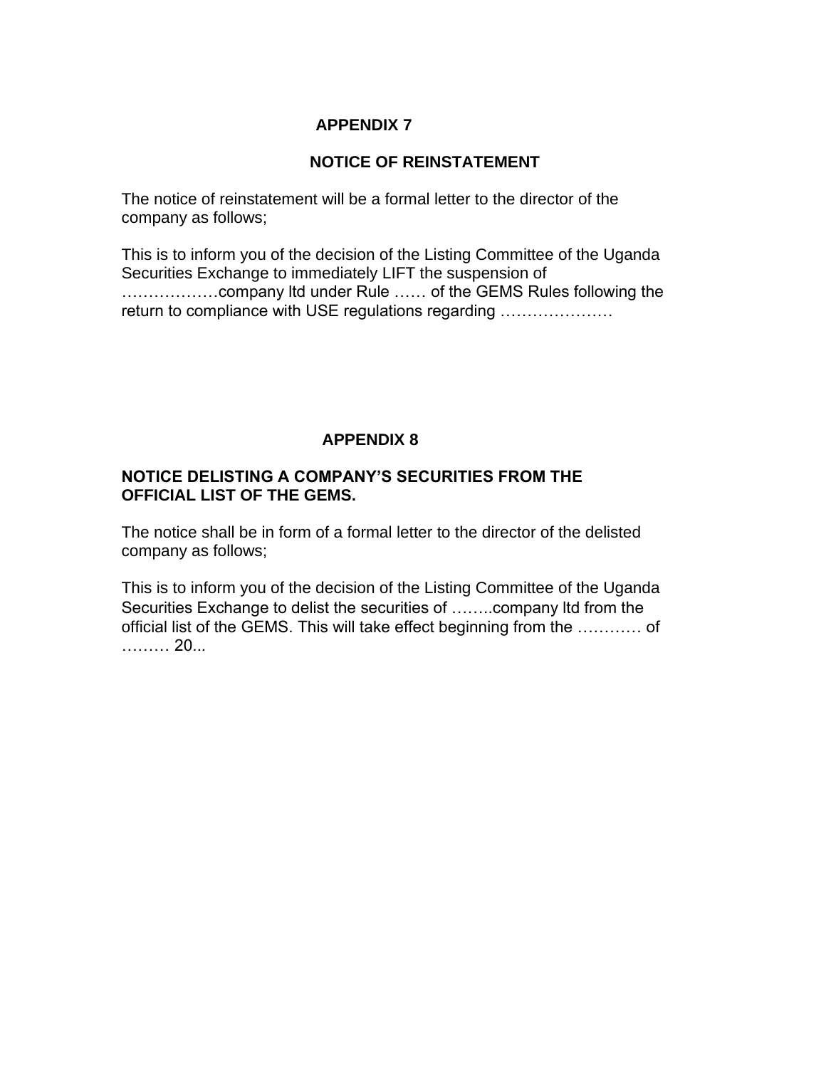## APPENDIX 7

### NOTICE OF REINSTATEMENT

The notice of reinstatement will be a formal letter to the director of the company as follows;

This is to inform you of the decision of the Listing Committee of the Uganda Securities Exchange to immediately LIFT the suspension of ………………company ltd under Rule …… of the GEMS Rules following the return to compliance with USE regulations regarding …………………

## APPENDIX 8

### NOTICE DELISTING A COMPANY'S SECURITIES FROM THE OFFICIAL LIST OF THE GEMS.

The notice shall be in form of a formal letter to the director of the delisted company as follows;

This is to inform you of the decision of the Listing Committee of the Uganda Securities Exchange to delist the securities of ……..company ltd from the official list of the GEMS. This will take effect beginning from the ………… of ……… 20...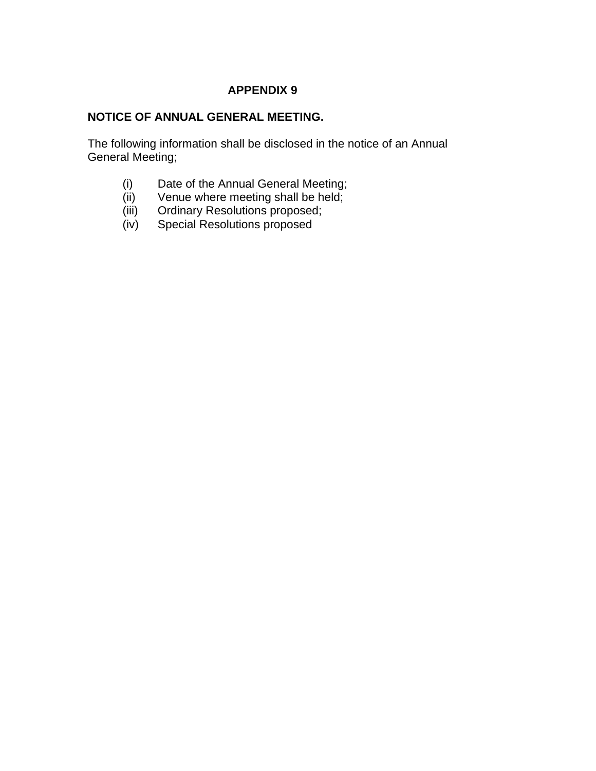# APPENDIX 9

## NOTICE OF ANNUAL GENERAL MEETING.

The following information shall be disclosed in the notice of an Annual General Meeting;

(i) Date of the Annual General Meeting;
(ii) Venue where meeting shall be held;
(iii) Ordinary Resolutions proposed;
(iv) Special Resolutions proposed